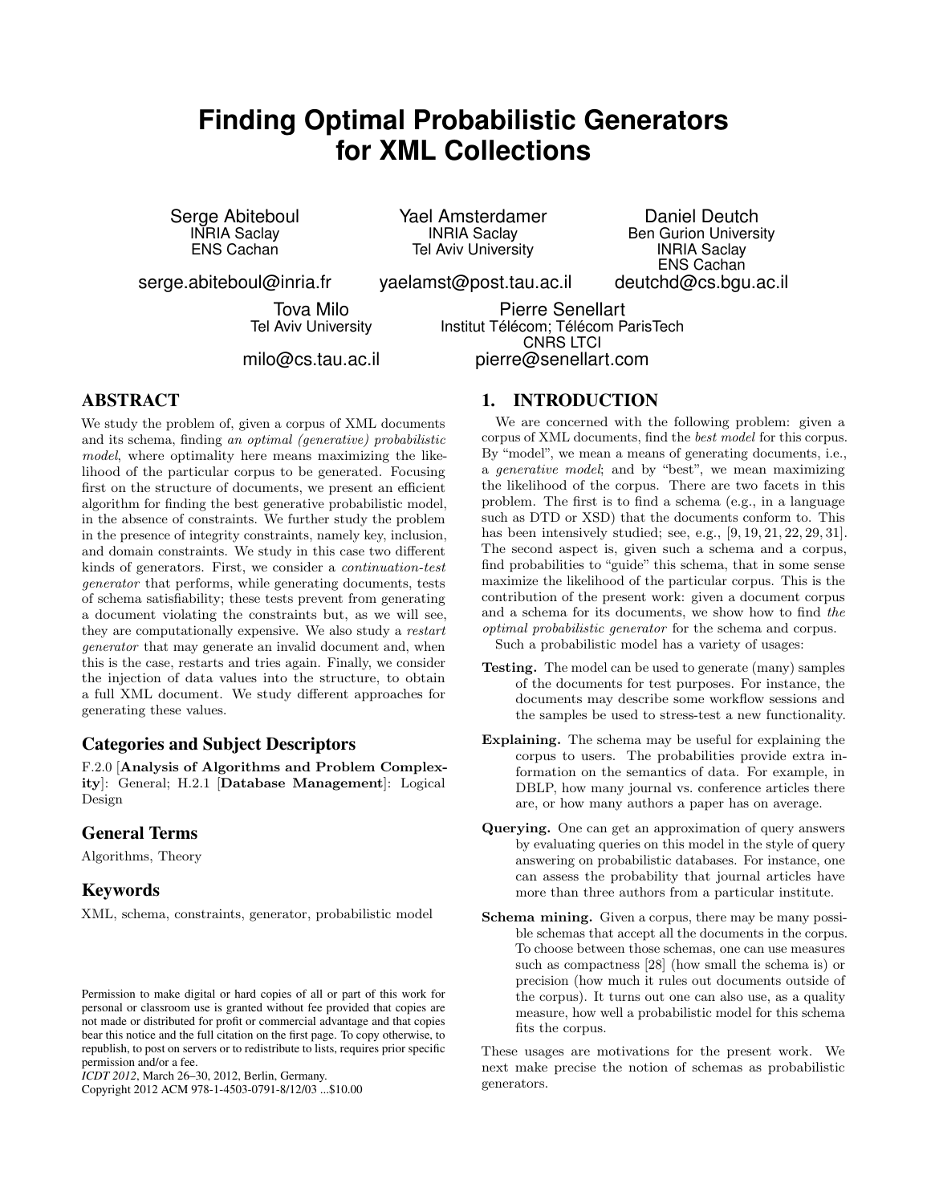# Finding Optimal Probabilistic Generators for XML Collections

Serge Abiteboul
INRIA Saclay
ENS Cachan
serge.abiteboul@inria.fr

Yael Amsterdamer
INRIA Saclay
Tel Aviv University
yaelamst@post.tau.ac.il

Daniel Deutch
Ben Gurion University
INRIA Saclay
ENS Cachan
deutchd@cs.bgu.ac.il

Tova Milo
Tel Aviv University
milo@cs.tau.ac.il

Pierre Senellart
Institut Télécom; Télécom ParisTech
CNRS LTCI
pierre@senellart.com

## ABSTRACT

We study the problem of, given a corpus of XML documents and its schema, finding *an optimal (generative) probabilistic model*, where optimality here means maximizing the likelihood of the particular corpus to be generated. Focusing first on the structure of documents, we present an efficient algorithm for finding the best generative probabilistic model, in the absence of constraints. We further study the problem in the presence of integrity constraints, namely key, inclusion, and domain constraints. We study in this case two different kinds of generators. First, we consider a *continuation-test generator* that performs, while generating documents, tests of schema satisfiability; these tests prevent from generating a document violating the constraints but, as we will see, they are computationally expensive. We also study a *restart generator* that may generate an invalid document and, when this is the case, restarts and tries again. Finally, we consider the injection of data values into the structure, to obtain a full XML document. We study different approaches for generating these values.

### Categories and Subject Descriptors

F.2.0 [**Analysis of Algorithms and Problem Complexity**]: General; H.2.1 [**Database Management**]: Logical Design

### General Terms

Algorithms, Theory

### Keywords

XML, schema, constraints, generator, probabilistic model

Permission to make digital or hard copies of all or part of this work for personal or classroom use is granted without fee provided that copies are not made or distributed for profit or commercial advantage and that copies bear this notice and the full citation on the first page. To copy otherwise, to republish, to post on servers or to redistribute to lists, requires prior specific permission and/or a fee.
*ICDT 2012*, March 26–30, 2012, Berlin, Germany.
Copyright 2012 ACM 978-1-4503-0791-8/12/03 ...$10.00

## 1. INTRODUCTION

We are concerned with the following problem: given a corpus of XML documents, find the *best model* for this corpus. By "model", we mean a means of generating documents, i.e., a *generative model*; and by "best", we mean maximizing the likelihood of the corpus. There are two facets in this problem. The first is to find a schema (e.g., in a language such as DTD or XSD) that the documents conform to. This has been intensively studied; see, e.g., [9, 19, 21, 22, 29, 31]. The second aspect is, given such a schema and a corpus, find probabilities to "guide" this schema, that in some sense maximize the likelihood of the particular corpus. This is the contribution of the present work: given a document corpus and a schema for its documents, we show how to find *the optimal probabilistic generator* for the schema and corpus.

Such a probabilistic model has a variety of usages:

- **Testing.** The model can be used to generate (many) samples of the documents for test purposes. For instance, the documents may describe some workflow sessions and the samples be used to stress-test a new functionality.
- **Explaining.** The schema may be useful for explaining the corpus to users. The probabilities provide extra information on the semantics of data. For example, in DBLP, how many journal vs. conference articles there are, or how many authors a paper has on average.
- **Querying.** One can get an approximation of query answers by evaluating queries on this model in the style of query answering on probabilistic databases. For instance, one can assess the probability that journal articles have more than three authors from a particular institute.
- **Schema mining.** Given a corpus, there may be many possible schemas that accept all the documents in the corpus. To choose between those schemas, one can use measures such as compactness [28] (how small the schema is) or precision (how much it rules out documents outside of the corpus). It turns out one can also use, as a quality measure, how well a probabilistic model for this schema fits the corpus.

These usages are motivations for the present work. We next make precise the notion of schemas as probabilistic generators.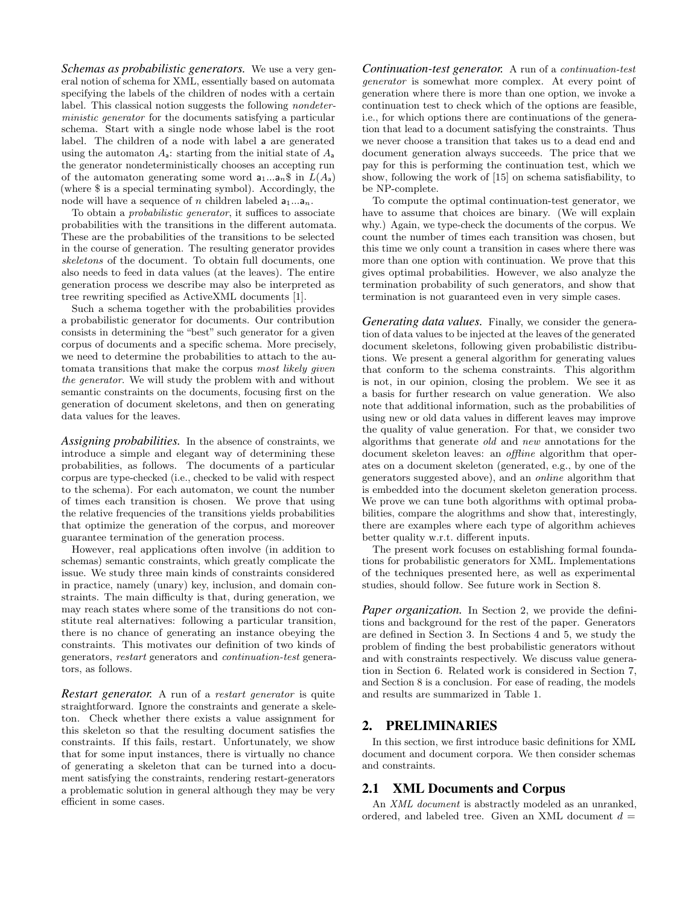*Schemas as probabilistic generators.* We use a very general notion of schema for XML, essentially based on automata specifying the labels of the children of nodes with a certain label. This classical notion suggests the following *nondeterministic generator* for the documents satisfying a particular schema. Start with a single node whose label is the root label. The children of a node with label a are generated using the automaton $A_a$: starting from the initial state of $A_a$ the generator nondeterministically chooses an accepting run of the automaton generating some word $a_1...a_n\$$ in $L(A_a)$ (where \$ is a special terminating symbol). Accordingly, the node will have a sequence of $n$ children labeled $a_1...a_n$.

To obtain a *probabilistic generator*, it suffices to associate probabilities with the transitions in the different automata. These are the probabilities of the transitions to be selected in the course of generation. The resulting generator provides *skeletons* of the document. To obtain full documents, one also needs to feed in data values (at the leaves). The entire generation process we describe may also be interpreted as tree rewriting specified as ActiveXML documents [1].

Such a schema together with the probabilities provides a probabilistic generator for documents. Our contribution consists in determining the "best" such generator for a given corpus of documents and a specific schema. More precisely, we need to determine the probabilities to attach to the automata transitions that make the corpus *most likely given the generator*. We will study the problem with and without semantic constraints on the documents, focusing first on the generation of document skeletons, and then on generating data values for the leaves.

*Assigning probabilities.* In the absence of constraints, we introduce a simple and elegant way of determining these probabilities, as follows. The documents of a particular corpus are type-checked (i.e., checked to be valid with respect to the schema). For each automaton, we count the number of times each transition is chosen. We prove that using the relative frequencies of the transitions yields probabilities that optimize the generation of the corpus, and moreover guarantee termination of the generation process.

However, real applications often involve (in addition to schemas) semantic constraints, which greatly complicate the issue. We study three main kinds of constraints considered in practice, namely (unary) key, inclusion, and domain constraints. The main difficulty is that, during generation, we may reach states where some of the transitions do not constitute real alternatives: following a particular transition, there is no chance of generating an instance obeying the constraints. This motivates our definition of two kinds of generators, *restart* generators and *continuation-test* generators, as follows.

*Restart generator.* A run of a *restart generator* is quite straightforward. Ignore the constraints and generate a skeleton. Check whether there exists a value assignment for this skeleton so that the resulting document satisfies the constraints. If this fails, restart. Unfortunately, we show that for some input instances, there is virtually no chance of generating a skeleton that can be turned into a document satisfying the constraints, rendering restart-generators a problematic solution in general although they may be very efficient in some cases.

*Continuation-test generator.* A run of a *continuation-test generator* is somewhat more complex. At every point of generation where there is more than one option, we invoke a continuation test to check which of the options are feasible, i.e., for which options there are continuations of the generation that lead to a document satisfying the constraints. Thus we never choose a transition that takes us to a dead end and document generation always succeeds. The price that we pay for this is performing the continuation test, which we show, following the work of [15] on schema satisfiability, to be NP-complete.

To compute the optimal continuation-test generator, we have to assume that choices are binary. (We will explain why.) Again, we type-check the documents of the corpus. We count the number of times each transition was chosen, but this time we only count a transition in cases where there was more than one option with continuation. We prove that this gives optimal probabilities. However, we also analyze the termination probability of such generators, and show that termination is not guaranteed even in very simple cases.

*Generating data values.* Finally, we consider the generation of data values to be injected at the leaves of the generated document skeletons, following given probabilistic distributions. We present a general algorithm for generating values that conform to the schema constraints. This algorithm is not, in our opinion, closing the problem. We see it as a basis for further research on value generation. We also note that additional information, such as the probabilities of using new or old data values in different leaves may improve the quality of value generation. For that, we consider two algorithms that generate *old* and *new* annotations for the document skeleton leaves: an *offline* algorithm that operates on a document skeleton (generated, e.g., by one of the generators suggested above), and an *online* algorithm that is embedded into the document skeleton generation process. We prove we can tune both algorithms with optimal probabilities, compare the alogrithms and show that, interestingly, there are examples where each type of algorithm achieves better quality w.r.t. different inputs.

The present work focuses on establishing formal foundations for probabilistic generators for XML. Implementations of the techniques presented here, as well as experimental studies, should follow. See future work in Section 8.

*Paper organization.* In Section 2, we provide the definitions and background for the rest of the paper. Generators are defined in Section 3. In Sections 4 and 5, we study the problem of finding the best probabilistic generators without and with constraints respectively. We discuss value generation in Section 6. Related work is considered in Section 7, and Section 8 is a conclusion. For ease of reading, the models and results are summarized in Table 1.

## 2. PRELIMINARIES

In this section, we first introduce basic definitions for XML document and document corpora. We then consider schemas and constraints.

### 2.1 XML Documents and Corpus

An *XML document* is abstractly modeled as an unranked, ordered, and labeled tree. Given an XML document $d =$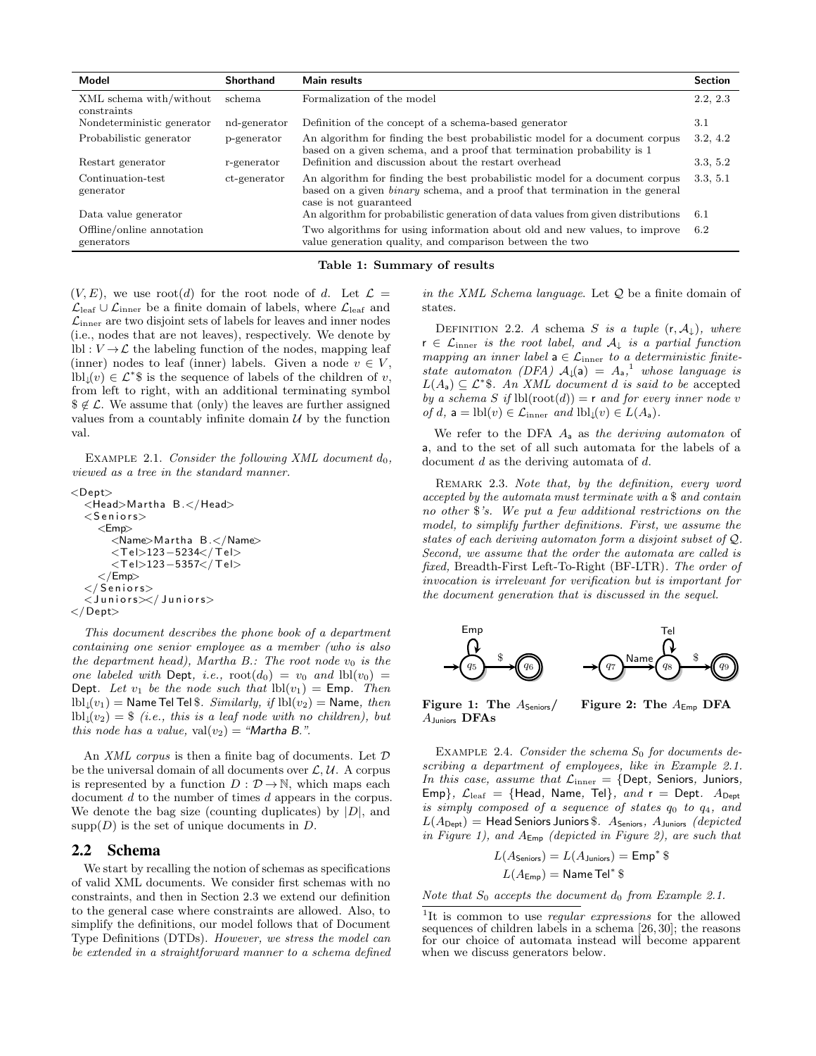| Model | Shorthand | Main results | Section |
|---|---|---|---|
| XML schema with/without constraints | schema | Formalization of the model | 2.2, 2.3 |
| Nondeterministic generator | nd-generator | Definition of the concept of a schema-based generator | 3.1 |
| Probabilistic generator | p-generator | An algorithm for finding the best probabilistic model for a document corpus based on a given schema, and a proof that termination probability is 1 | 3.2, 4.2 |
| Restart generator | r-generator | Definition and discussion about the restart overhead | 3.3, 5.2 |
| Continuation-test generator | ct-generator | An algorithm for finding the best probabilistic model for a document corpus based on a given *binary* schema, and a proof that termination in the general case is not guaranteed | 3.3, 5.1 |
| Data value generator | | An algorithm for probabilistic generation of data values from given distributions | 6.1 |
| Offline/online annotation generators | | Two algorithms for using information about old and new values, to improve value generation quality, and comparison between the two | 6.2 |

**Table 1: Summary of results**

$(V, E)$, we use root$(d)$ for the root node of $d$. Let $\mathcal{L} = \mathcal{L}_{\text{leaf}} \cup \mathcal{L}_{\text{inner}}$ be a finite domain of labels, where $\mathcal{L}_{\text{leaf}}$ and $\mathcal{L}_{\text{inner}}$ are two disjoint sets of labels for leaves and inner nodes (i.e., nodes that are not leaves), respectively. We denote by $\text{lbl} : V \to \mathcal{L}$ the labeling function of the nodes, mapping leaf (inner) nodes to leaf (inner) labels. Given a node $v \in V$, $\text{lbl}_{\downarrow}(v) \in \mathcal{L}^{*}\$$ is the sequence of labels of the children of $v$, from left to right, with an additional terminating symbol $\$ \notin \mathcal{L}$. We assume that (only) the leaves are further assigned values from a countably infinite domain $\mathcal{U}$ by the function val.

Example 2.1. *Consider the following XML document $d_0$, viewed as a tree in the standard manner.*

```
<Dept>
  <Head>Martha B.</Head>
  <Seniors>
    <Emp>
      <Name>Martha B.</Name>
      <Tel>123-5234</Tel>
      <Tel>123-5357</Tel>
    </Emp>
  </Seniors>
  <Juniors></Juniors>
</Dept>
```

*This document describes the phone book of a department containing one senior employee as a member (who is also the department head), Martha B.: The root node $v_0$ is the one labeled with* Dept, *i.e.,* $\text{root}(d_0) = v_0$ *and* $\text{lbl}(v_0) =$ Dept. *Let $v_1$ be the node such that* $\text{lbl}(v_1) =$ Emp. *Then* $\text{lbl}_{\downarrow}(v_1) =$ Name Tel Tel $\$$. *Similarly, if* $\text{lbl}(v_2) =$ Name, *then* $\text{lbl}_{\downarrow}(v_2) = \$$ *(i.e., this is a leaf node with no children), but this node has a value,* $\text{val}(v_2) =$ *"Martha B.".*

An *XML corpus* is then a finite bag of documents. Let $\mathcal{D}$ be the universal domain of all documents over $\mathcal{L}, \mathcal{U}$. A corpus is represented by a function $D : \mathcal{D} \to \mathbb{N}$, which maps each document $d$ to the number of times $d$ appears in the corpus. We denote the bag size (counting duplicates) by $|D|$, and $\text{supp}(D)$ is the set of unique documents in $D$.

## 2.2 Schema

We start by recalling the notion of schemas as specifications of valid XML documents. We consider first schemas with no constraints, and then in Section 2.3 we extend our definition to the general case where constraints are allowed. Also, to simplify the definitions, our model follows that of Document Type Definitions (DTDs). *However, we stress the model can be extended in a straightforward manner to a schema defined in the XML Schema language.* Let $\mathcal{Q}$ be a finite domain of states.

Definition 2.2. *A schema $S$ is a tuple $(\mathsf{r}, \mathcal{A}_{\downarrow})$, where $\mathsf{r} \in \mathcal{L}_{\text{inner}}$ is the root label, and $\mathcal{A}_{\downarrow}$ is a partial function mapping an inner label $\mathsf{a} \in \mathcal{L}_{\text{inner}}$ to a deterministic finite-state automaton (DFA) $\mathcal{A}_{\downarrow}(\mathsf{a}) = A_{\mathsf{a}}$,[1] whose language is $L(A_{\mathsf{a}}) \subseteq \mathcal{L}^{*}\$$. An XML document $d$ is said to be* accepted *by a schema $S$ if $\text{lbl}(\text{root}(d)) = \mathsf{r}$ and for every inner node $v$ of $d$, $\mathsf{a} = \text{lbl}(v) \in \mathcal{L}_{\text{inner}}$ and $\text{lbl}_{\downarrow}(v) \in L(A_{\mathsf{a}})$.*

We refer to the DFA $A_{\mathsf{a}}$ as *the deriving automaton* of $\mathsf{a}$, and to the set of all such automata for the labels of a document $d$ as the deriving automata of $d$.

Remark 2.3. *Note that, by the definition, every word accepted by the automata must terminate with a $\$$ and contain no other $\$$'s. We put a few additional restrictions on the model, to simplify further definitions. First, we assume the states of each deriving automaton form a disjoint subset of $\mathcal{Q}$. Second, we assume that the order the automata are called is fixed,* Breadth-First Left-To-Right (BF-LTR). *The order of invocation is irrelevant for verification but is important for the document generation that is discussed in the sequel.*

**Figure 1: The $A_{\mathsf{Seniors}}$/ $A_{\mathsf{Juniors}}$ DFAs**

**Figure 2: The $A_{\mathsf{Emp}}$ DFA**

Example 2.4. *Consider the schema $S_0$ for documents describing a department of employees, like in Example 2.1. In this case, assume that $\mathcal{L}_{\text{inner}} = \{$Dept, Seniors, Juniors, Emp$\}$, $\mathcal{L}_{\text{leaf}} = \{$Head, Name, Tel$\}$, and $\mathsf{r} =$ Dept. $A_{\mathsf{Dept}}$ is simply composed of a sequence of states $q_0$ to $q_4$, and $L(A_{\mathsf{Dept}}) =$ Head Seniors Juniors $\$$. $A_{\mathsf{Seniors}}$, $A_{\mathsf{Juniors}}$ (depicted in Figure 1), and $A_{\mathsf{Emp}}$ (depicted in Figure 2), are such that*

$$L(A_{\mathsf{Seniors}}) = L(A_{\mathsf{Juniors}}) = \mathsf{Emp}^{*}\,\$$$

$$L(A_{\mathsf{Emp}}) = \mathsf{Name}\,\mathsf{Tel}^{*}\,\$$$

*Note that $S_0$ accepts the document $d_0$ from Example 2.1.*

[1] It is common to use *regular expressions* for the allowed sequences of children labels in a schema [26, 30]; the reasons for our choice of automata instead will become apparent when we discuss generators below.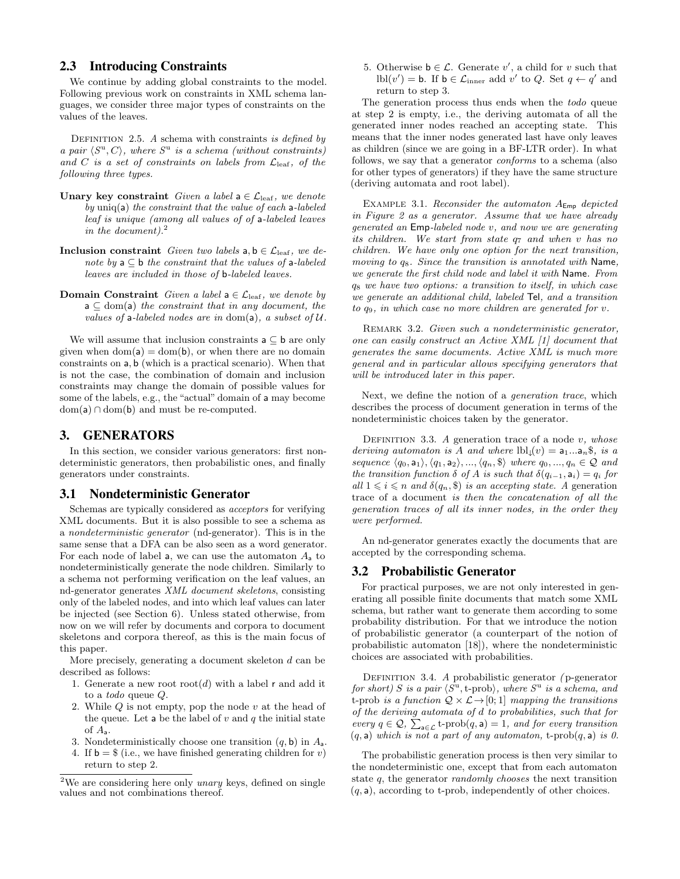## 2.3 Introducing Constraints

We continue by adding global constraints to the model. Following previous work on constraints in XML schema languages, we consider three major types of constraints on the values of the leaves.

Definition 2.5. *A schema with constraints is defined by a pair $\langle S^{\mathrm{u}}, C\rangle$, where $S^{\mathrm{u}}$ is a schema (without constraints) and $C$ is a set of constraints on labels from $\mathcal{L}_{\mathrm{leaf}}$, of the following three types.*

**Unary key constraint** *Given a label $\mathsf{a} \in \mathcal{L}_{\mathrm{leaf}}$, we denote by $\mathrm{uniq}(\mathsf{a})$ the constraint that the value of each $\mathsf{a}$-labeled leaf is unique (among all values of of $\mathsf{a}$-labeled leaves in the document).*[2]

**Inclusion constraint** *Given two labels $\mathsf{a}, \mathsf{b} \in \mathcal{L}_{\mathrm{leaf}}$, we denote by $\mathsf{a} \subseteq \mathsf{b}$ the constraint that the values of $\mathsf{a}$-labeled leaves are included in those of $\mathsf{b}$-labeled leaves.*

**Domain Constraint** *Given a label $\mathsf{a} \in \mathcal{L}_{\mathrm{leaf}}$, we denote by $\mathsf{a} \subseteq \mathrm{dom}(\mathsf{a})$ the constraint that in any document, the values of $\mathsf{a}$-labeled nodes are in $\mathrm{dom}(\mathsf{a})$, a subset of $\mathcal{U}$.*

We will assume that inclusion constraints $\mathsf{a} \subseteq \mathsf{b}$ are only given when $\mathrm{dom}(\mathsf{a}) = \mathrm{dom}(\mathsf{b})$, or when there are no domain constraints on $\mathsf{a}, \mathsf{b}$ (which is a practical scenario). When that is not the case, the combination of domain and inclusion constraints may change the domain of possible values for some of the labels, e.g., the "actual" domain of $\mathsf{a}$ may become $\mathrm{dom}(\mathsf{a}) \cap \mathrm{dom}(\mathsf{b})$ and must be re-computed.

# 3. GENERATORS

In this section, we consider various generators: first nondeterministic generators, then probabilistic ones, and finally generators under constraints.

## 3.1 Nondeterministic Generator

Schemas are typically considered as *acceptors* for verifying XML documents. But it is also possible to see a schema as a *nondeterministic generator* (nd-generator). This is in the same sense that a DFA can be also seen as a word generator. For each node of label $\mathsf{a}$, we can use the automaton $A_{\mathsf{a}}$ to nondeterministically generate the node children. Similarly to a schema not performing verification on the leaf values, an nd-generator generates *XML document skeletons*, consisting only of the labeled nodes, and into which leaf values can later be injected (see Section 6). Unless stated otherwise, from now on we will refer by documents and corpora to document skeletons and corpora thereof, as this is the main focus of this paper.

More precisely, generating a document skeleton $d$ can be described as follows:

1. Generate a new root $\mathrm{root}(d)$ with a label $\mathsf{r}$ and add it to a *todo* queue $Q$.
2. While $Q$ is not empty, pop the node $v$ at the head of the queue. Let $\mathsf{a}$ be the label of $v$ and $q$ the initial state of $A_{\mathsf{a}}$.
3. Nondeterministically choose one transition $(q, \mathsf{b})$ in $A_{\mathsf{a}}$.
4. If $\mathsf{b} = \$$ (i.e., we have finished generating children for $v$) return to step 2.
5. Otherwise $\mathsf{b} \in \mathcal{L}$. Generate $v'$, a child for $v$ such that $\mathrm{lbl}(v') = \mathsf{b}$. If $\mathsf{b} \in \mathcal{L}_{\mathrm{inner}}$ add $v'$ to $Q$. Set $q \leftarrow q'$ and return to step 3.

[2] We are considering here only *unary* keys, defined on single values and not combinations thereof.

The generation process thus ends when the *todo* queue at step 2 is empty, i.e., the deriving automata of all the generated inner nodes reached an accepting state. This means that the inner nodes generated last have only leaves as children (since we are going in a BF-LTR order). In what follows, we say that a generator *conforms* to a schema (also for other types of generators) if they have the same structure (deriving automata and root label).

Example 3.1. *Reconsider the automaton $A_{\mathsf{Emp}}$ depicted in Figure 2 as a generator. Assume that we have already generated an $\mathsf{Emp}$-labeled node $v$, and now we are generating its children. We start from state $q_7$ and when $v$ has no children. We have only one option for the next transition, moving to $q_8$. Since the transition is annotated with $\mathsf{Name}$, we generate the first child node and label it with $\mathsf{Name}$. From $q_8$ we have two options: a transition to itself, in which case we generate an additional child, labeled $\mathsf{Tel}$, and a transition to $q_9$, in which case no more children are generated for $v$.*

Remark 3.2. *Given such a nondeterministic generator, one can easily construct an Active XML [1] document that generates the same documents. Active XML is much more general and in particular allows specifying generators that will be introduced later in this paper.*

Next, we define the notion of a *generation trace*, which describes the process of document generation in terms of the nondeterministic choices taken by the generator.

Definition 3.3. *A* generation trace *of a node $v$, whose deriving automaton is $A$ and where $\mathrm{lbl}_{\downarrow}(v) = \mathsf{a}_1 ... \mathsf{a}_n \$$, is a sequence $\langle q_0, \mathsf{a}_1\rangle, \langle q_1, \mathsf{a}_2\rangle, ..., \langle q_n, \$\rangle$ where $q_0, ..., q_n \in \mathcal{Q}$ and the transition function $\delta$ of $A$ is such that $\delta(q_{i-1}, \mathsf{a}_i) = q_i$ for all $1 \leqslant i \leqslant n$ and $\delta(q_n, \$)$ is an accepting state. A* generation trace *of a document is then the concatenation of all the generation traces of all its inner nodes, in the order they were performed.*

An nd-generator generates exactly the documents that are accepted by the corresponding schema.

## 3.2 Probabilistic Generator

For practical purposes, we are not only interested in generating all possible finite documents that match some XML schema, but rather want to generate them according to some probability distribution. For that we introduce the notion of probabilistic generator (a counterpart of the notion of probabilistic automaton [18]), where the nondeterministic choices are associated with probabilities.

Definition 3.4. *A probabilistic generator (p-generator for short) $S$ is a pair $\langle S^{\mathrm{u}}, \text{t-prob}\rangle$, where $S^{\mathrm{u}}$ is a schema, and* t-prob *is a function $\mathcal{Q} \times \mathcal{L} \rightarrow [0; 1]$ mapping the transitions of the deriving automata of $d$ to probabilities, such that for every $q \in \mathcal{Q}$, $\sum_{\mathsf{a} \in \mathcal{L}} \text{t-prob}(q, \mathsf{a}) = 1$, and for every transition $(q, \mathsf{a})$ which is not a part of any automaton, $\text{t-prob}(q, \mathsf{a})$ is 0.*

The probabilistic generation process is then very similar to the nondeterministic one, except that from each automaton state $q$, the generator *randomly chooses* the next transition $(q, \mathsf{a})$, according to t-prob, independently of other choices.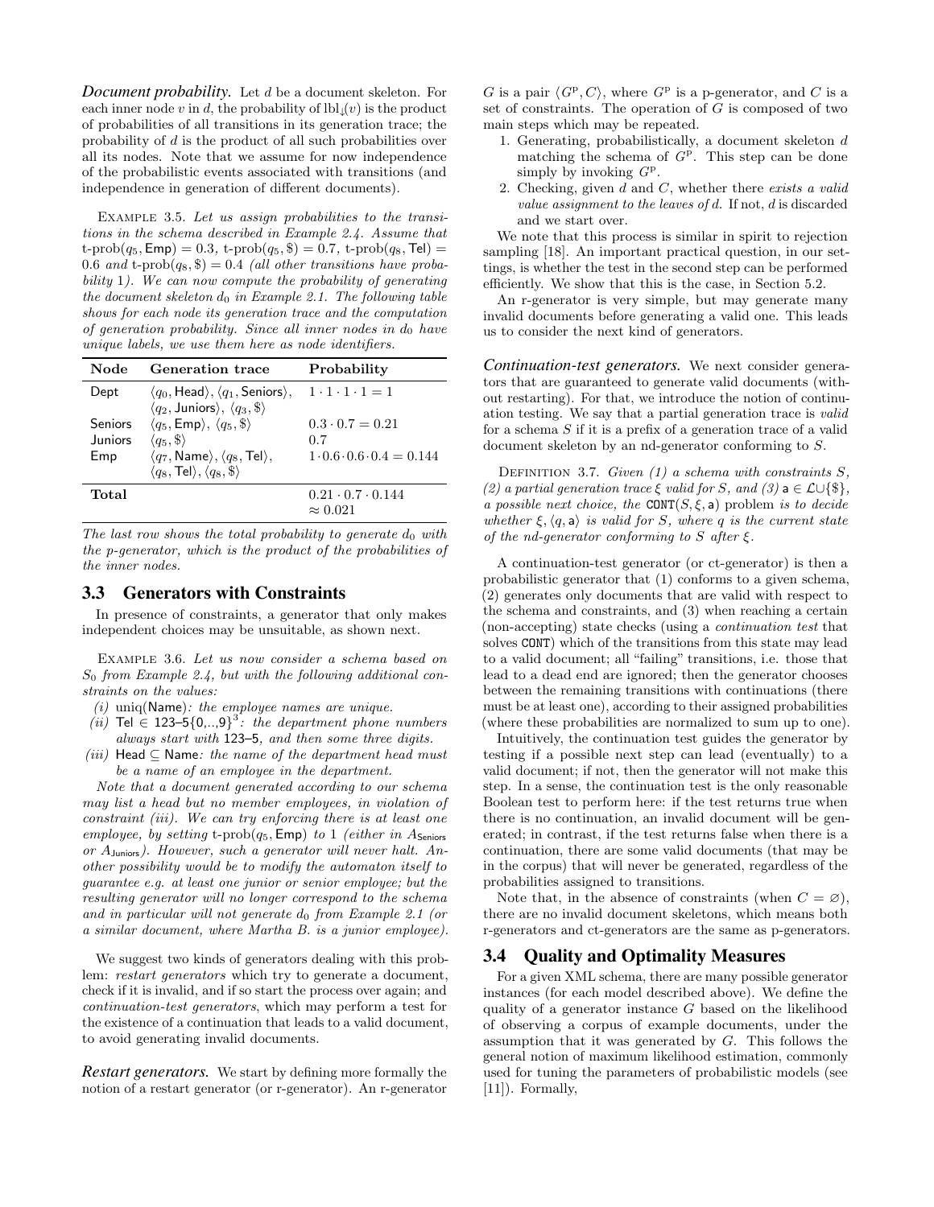***Document probability.*** Let $d$ be a document skeleton. For each inner node $v$ in $d$, the probability of $\mathrm{lbl}_{\downarrow}(v)$ is the product of probabilities of all transitions in its generation trace; the probability of $d$ is the product of all such probabilities over all its nodes. Note that we assume for now independence of the probabilistic events associated with transitions (and independence in generation of different documents).

EXAMPLE 3.5. *Let us assign probabilities to the transitions in the schema described in Example 2.4. Assume that* $\text{t-prob}(q_5, \mathsf{Emp}) = 0.3$*,* $\text{t-prob}(q_5, \$) = 0.7$*,* $\text{t-prob}(q_8, \mathsf{Tel}) = 0.6$ *and* $\text{t-prob}(q_8, \$) = 0.4$ *(all other transitions have probability 1). We can now compute the probability of generating the document skeleton $d_0$ in Example 2.1. The following table shows for each node its generation trace and the computation of generation probability. Since all inner nodes in $d_0$ have unique labels, we use them here as node identifiers.*

| **Node** | **Generation trace** | **Probability** |
|---|---|---|
| Dept | $\langle q_0, \mathsf{Head}\rangle, \langle q_1, \mathsf{Seniors}\rangle, \langle q_2, \mathsf{Juniors}\rangle, \langle q_3, \$\rangle$ | $1 \cdot 1 \cdot 1 \cdot 1 = 1$ |
| Seniors | $\langle q_5, \mathsf{Emp}\rangle, \langle q_5, \$\rangle$ | $0.3 \cdot 0.7 = 0.21$ |
| Juniors | $\langle q_5, \$\rangle$ | $0.7$ |
| Emp | $\langle q_7, \mathsf{Name}\rangle, \langle q_8, \mathsf{Tel}\rangle, \langle q_8, \mathsf{Tel}\rangle, \langle q_8, \$\rangle$ | $1 \cdot 0.6 \cdot 0.6 \cdot 0.4 = 0.144$ |
| **Total** | | $0.21 \cdot 0.7 \cdot 0.144 \approx 0.021$ |

*The last row shows the total probability to generate $d_0$ with the p-generator, which is the product of the probabilities of the inner nodes.*

### 3.3 Generators with Constraints

In presence of constraints, a generator that only makes independent choices may be unsuitable, as shown next.

EXAMPLE 3.6. *Let us now consider a schema based on $S_0$ from Example 2.4, but with the following additional constraints on the values:*

*(i)* $\mathrm{uniq}(\mathsf{Name})$*: the employee names are unique.*

*(ii)* $\mathsf{Tel} \in 123\text{–}5\{0,..,9\}^3$*: the department phone numbers always start with 123–5, and then some three digits.*

*(iii)* $\mathsf{Head} \subseteq \mathsf{Name}$*: the name of the department head must be a name of an employee in the department.*

*Note that a document generated according to our schema may list a head but no member employees, in violation of constraint (iii). We can try enforcing there is at least one employee, by setting* $\text{t-prob}(q_5, \mathsf{Emp})$ *to 1 (either in $A_{\mathsf{Seniors}}$ or $A_{\mathsf{Juniors}}$). However, such a generator will never halt. Another possibility would be to modify the automaton itself to guarantee e.g. at least one junior or senior employee; but the resulting generator will no longer correspond to the schema and in particular will not generate $d_0$ from Example 2.1 (or a similar document, where Martha B. is a junior employee).*

We suggest two kinds of generators dealing with this problem: *restart generators* which try to generate a document, check if it is invalid, and if so start the process over again; and *continuation-test generators*, which may perform a test for the existence of a continuation that leads to a valid document, to avoid generating invalid documents.

***Restart generators.*** We start by defining more formally the notion of a restart generator (or r-generator). An r-generator $G$ is a pair $\langle G^{\mathrm{p}}, C\rangle$, where $G^{\mathrm{p}}$ is a p-generator, and $C$ is a set of constraints. The operation of $G$ is composed of two main steps which may be repeated.

1. Generating, probabilistically, a document skeleton $d$ matching the schema of $G^{\mathrm{p}}$. This step can be done simply by invoking $G^{\mathrm{p}}$.
2. Checking, given $d$ and $C$, whether there *exists a valid value assignment to the leaves of* $d$. If not, $d$ is discarded and we start over.

We note that this process is similar in spirit to rejection sampling [18]. An important practical question, in our settings, is whether the test in the second step can be performed efficiently. We show that this is the case, in Section 5.2.

An r-generator is very simple, but may generate many invalid documents before generating a valid one. This leads us to consider the next kind of generators.

***Continuation-test generators.*** We next consider generators that are guaranteed to generate valid documents (without restarting). For that, we introduce the notion of continuation testing. We say that a partial generation trace is *valid* for a schema $S$ if it is a prefix of a generation trace of a valid document skeleton by an nd-generator conforming to $S$.

DEFINITION 3.7. *Given (1) a schema with constraints $S$, (2) a partial generation trace $\xi$ valid for $S$, and (3) $\mathsf{a} \in \mathcal{L} \cup \{\$\}$, a possible next choice, the* $\mathtt{CONT}(S, \xi, \mathsf{a})$ *problem is to decide whether $\xi, \langle q, \mathsf{a}\rangle$ is valid for $S$, where $q$ is the current state of the nd-generator conforming to $S$ after $\xi$.*

A continuation-test generator (or ct-generator) is then a probabilistic generator that (1) conforms to a given schema, (2) generates only documents that are valid with respect to the schema and constraints, and (3) when reaching a certain (non-accepting) state checks (using a *continuation test* that solves CONT) which of the transitions from this state may lead to a valid document; all "failing" transitions, i.e. those that lead to a dead end are ignored; then the generator chooses between the remaining transitions with continuations (there must be at least one), according to their assigned probabilities (where these probabilities are normalized to sum up to one).

Intuitively, the continuation test guides the generator by testing if a possible next step can lead (eventually) to a valid document; if not, then the generator will not make this step. In a sense, the continuation test is the only reasonable Boolean test to perform here: if the test returns true when there is no continuation, an invalid document will be generated; in contrast, if the test returns false when there is a continuation, there are some valid documents (that may be in the corpus) that will never be generated, regardless of the probabilities assigned to transitions.

Note that, in the absence of constraints (when $C = \varnothing$), there are no invalid document skeletons, which means both r-generators and ct-generators are the same as p-generators.

### 3.4 Quality and Optimality Measures

For a given XML schema, there are many possible generator instances (for each model described above). We define the quality of a generator instance $G$ based on the likelihood of observing a corpus of example documents, under the assumption that it was generated by $G$. This follows the general notion of maximum likelihood estimation, commonly used for tuning the parameters of probabilistic models (see [11]). Formally,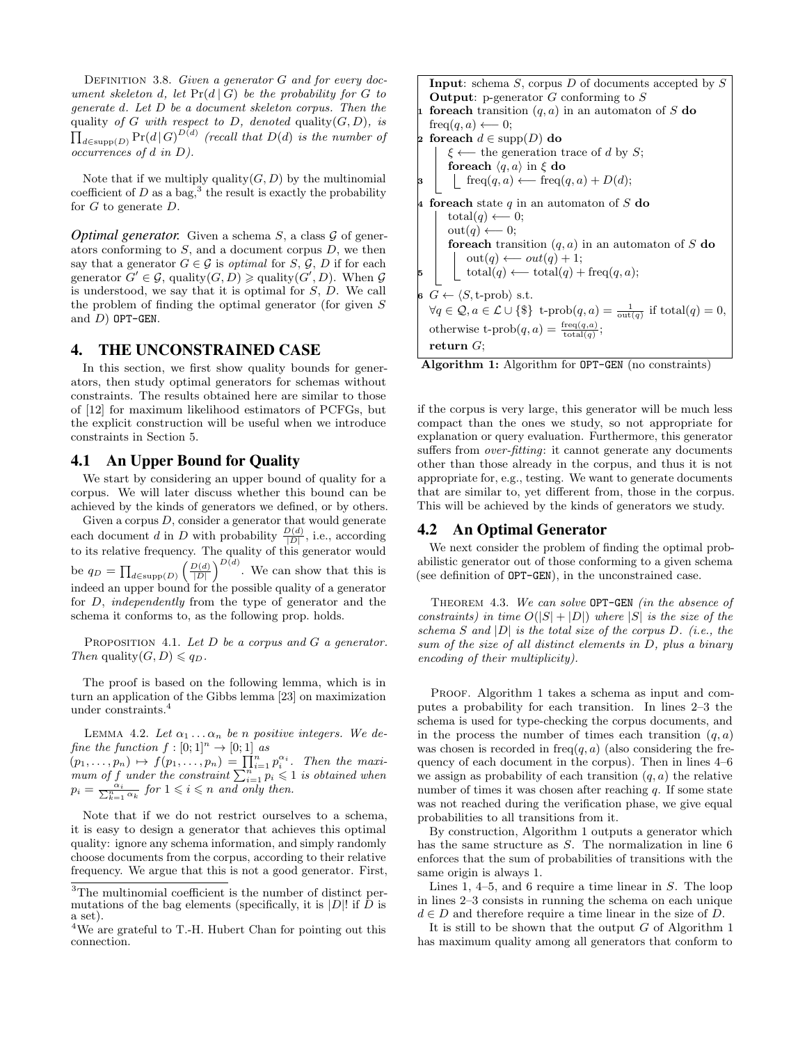DEFINITION 3.8. *Given a generator G and for every document skeleton d, let $\Pr(d \mid G)$ be the probability for G to generate d. Let D be a document skeleton corpus. Then the* quality *of G with respect to D, denoted* $\text{quality}(G, D)$*, is* $\prod_{d \in \text{supp}(D)} \Pr(d \mid G)^{D(d)}$ *(recall that $D(d)$ is the number of occurrences of d in D).*

Note that if we multiply $\text{quality}(G, D)$ by the multinomial coefficient of $D$ as a bag,[3] the result is exactly the probability for $G$ to generate $D$.

***Optimal generator.*** Given a schema $S$, a class $\mathcal{G}$ of generators conforming to $S$, and a document corpus $D$, we then say that a generator $G \in \mathcal{G}$ is *optimal* for $S$, $\mathcal{G}$, $D$ if for each generator $G' \in \mathcal{G}$, $\text{quality}(G, D) \geqslant \text{quality}(G', D)$. When $\mathcal{G}$ is understood, we say that it is optimal for $S$, $D$. We call the problem of finding the optimal generator (for given $S$ and $D$) OPT-GEN.

# 4. THE UNCONSTRAINED CASE

In this section, we first show quality bounds for generators, then study optimal generators for schemas without constraints. The results obtained here are similar to those of [12] for maximum likelihood estimators of PCFGs, but the explicit construction will be useful when we introduce constraints in Section 5.

## 4.1 An Upper Bound for Quality

We start by considering an upper bound of quality for a corpus. We will later discuss whether this bound can be achieved by the kinds of generators we defined, or by others.

Given a corpus $D$, consider a generator that would generate each document $d$ in $D$ with probability $\frac{D(d)}{|D|}$, i.e., according to its relative frequency. The quality of this generator would be $q_D = \prod_{d \in \text{supp}(D)} \left(\frac{D(d)}{|D|}\right)^{D(d)}$. We can show that this is indeed an upper bound for the possible quality of a generator for $D$, *independently* from the type of generator and the schema it conforms to, as the following prop. holds.

PROPOSITION 4.1. *Let D be a corpus and G a generator. Then* $\text{quality}(G, D) \leqslant q_D$.

The proof is based on the following lemma, which is in turn an application of the Gibbs lemma [23] on maximization under constraints.[4]

LEMMA 4.2. *Let $\alpha_1 \dots \alpha_n$ be n positive integers. We define the function $f : [0; 1]^n \to [0; 1]$ as $(p_1, \dots, p_n) \mapsto f(p_1, \dots, p_n) = \prod_{i=1}^{n} p_i^{\alpha_i}$. Then the maximum of f under the constraint $\sum_{i=1}^{n} p_i \leqslant 1$ is obtained when $p_i = \frac{\alpha_i}{\sum_{k=1}^{n} \alpha_k}$ for $1 \leqslant i \leqslant n$ and only then.*

Note that if we do not restrict ourselves to a schema, it is easy to design a generator that achieves this optimal quality: ignore any schema information, and simply randomly choose documents from the corpus, according to their relative frequency. We argue that this is not a good generator. First, if the corpus is very large, this generator will be much less compact than the ones we study, so not appropriate for explanation or query evaluation. Furthermore, this generator suffers from *over-fitting*: it cannot generate any documents other than those already in the corpus, and thus it is not appropriate for, e.g., testing. We want to generate documents that are similar to, yet different from, those in the corpus. This will be achieved by the kinds of generators we study.

[3] The multinomial coefficient is the number of distinct permutations of the bag elements (specifically, it is $|D|!$ if $D$ is a set).

[4] We are grateful to T.-H. Hubert Chan for pointing out this connection.

```
Input: schema S, corpus D of documents accepted by S
Output: p-generator G conforming to S
1 foreach transition (q, a) in an automaton of S do
      freq(q, a) ⟵ 0;
2 foreach d ∈ supp(D) do
      ξ ⟵ the generation trace of d by S;
      foreach ⟨q, a⟩ in ξ do
3         freq(q, a) ⟵ freq(q, a) + D(d);
4 foreach state q in an automaton of S do
      total(q) ⟵ 0;
      out(q) ⟵ 0;
      foreach transition (q, a) in an automaton of S do
          out(q) ⟵ out(q) + 1;
5         total(q) ⟵ total(q) + freq(q, a);
6 G ← ⟨S, t-prob⟩ s.t.
  ∀q ∈ Q, a ∈ L ∪ {$} t-prob(q, a) = 1/out(q) if total(q) = 0,
  otherwise t-prob(q, a) = freq(q, a)/total(q);
  return G;
```

**Algorithm 1:** Algorithm for OPT-GEN (no constraints)

## 4.2 An Optimal Generator

We next consider the problem of finding the optimal probabilistic generator out of those conforming to a given schema (see definition of OPT-GEN), in the unconstrained case.

THEOREM 4.3. *We can solve* OPT-GEN *(in the absence of constraints) in time $O(|S| + |D|)$ where $|S|$ is the size of the schema S and $|D|$ is the total size of the corpus D. (i.e., the sum of the size of all distinct elements in D, plus a binary encoding of their multiplicity).*

PROOF. Algorithm 1 takes a schema as input and computes a probability for each transition. In lines 2–3 the schema is used for type-checking the corpus documents, and in the process the number of times each transition $(q, a)$ was chosen is recorded in $\text{freq}(q, a)$ (also considering the frequency of each document in the corpus). Then in lines 4–6 we assign as probability of each transition $(q, a)$ the relative number of times it was chosen after reaching $q$. If some state was not reached during the verification phase, we give equal probabilities to all transitions from it.

By construction, Algorithm 1 outputs a generator which has the same structure as $S$. The normalization in line 6 enforces that the sum of probabilities of transitions with the same origin is always 1.

Lines 1, 4–5, and 6 require a time linear in $S$. The loop in lines 2–3 consists in running the schema on each unique $d \in D$ and therefore require a time linear in the size of $D$.

It is still to be shown that the output $G$ of Algorithm 1 has maximum quality among all generators that conform to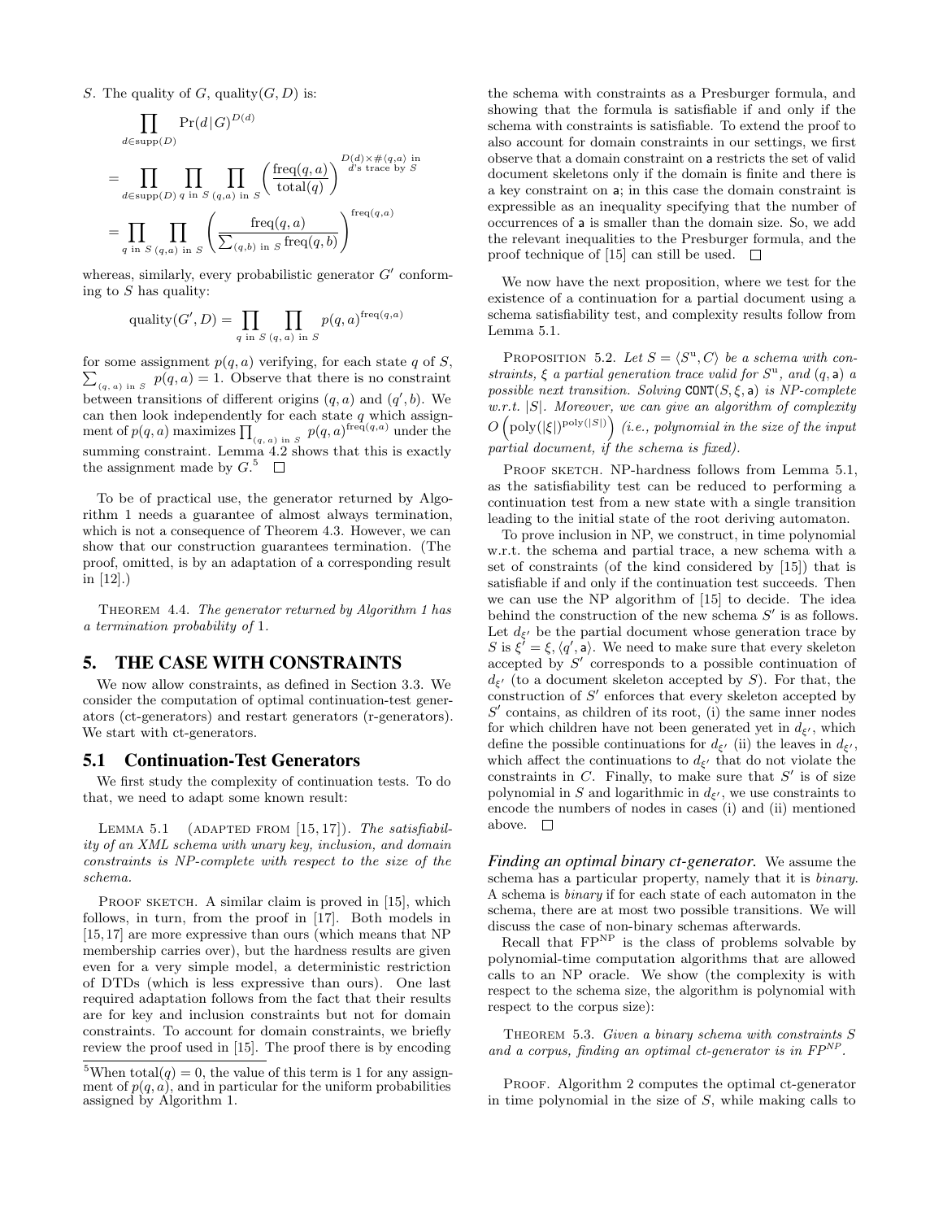$S$. The quality of $G$, quality$(G, D)$ is:

$$\prod_{d \in \text{supp}(D)} \Pr(d|G)^{D(d)}$$

$$= \prod_{d \in \text{supp}(D)} \prod_{q \text{ in } S} \prod_{(q,a) \text{ in } S} \left( \frac{\text{freq}(q,a)}{\text{total}(q)} \right)^{\substack{D(d) \times \#\langle q,a \rangle \text{ in} \\ d\text{'s trace by } S}}$$

$$= \prod_{q \text{ in } S} \prod_{(q,a) \text{ in } S} \left( \frac{\text{freq}(q,a)}{\sum_{(q,b) \text{ in } S} \text{freq}(q,b)} \right)^{\text{freq}(q,a)}$$

whereas, similarly, every probabilistic generator $G'$ conforming to $S$ has quality:

$$\text{quality}(G', D) = \prod_{q \text{ in } S} \prod_{(q,a) \text{ in } S} p(q,a)^{\text{freq}(q,a)}$$

for some assignment $p(q, a)$ verifying, for each state $q$ of $S$, $\sum_{(q,\,a) \text{ in } S} p(q, a) = 1$. Observe that there is no constraint between transitions of different origins $(q, a)$ and $(q', b)$. We can then look independently for each state $q$ which assignment of $p(q, a)$ maximizes $\prod_{(q,\,a) \text{ in } S} p(q, a)^{\text{freq}(q,a)}$ under the summing constraint. Lemma 4.2 shows that this is exactly the assignment made by $G$.[5] □

To be of practical use, the generator returned by Algorithm 1 needs a guarantee of almost always termination, which is not a consequence of Theorem 4.3. However, we can show that our construction guarantees termination. (The proof, omitted, is by an adaptation of a corresponding result in [12].)

THEOREM 4.4. *The generator returned by Algorithm 1 has a termination probability of* 1.

## 5. THE CASE WITH CONSTRAINTS

We now allow constraints, as defined in Section 3.3. We consider the computation of optimal continuation-test generators (ct-generators) and restart generators (r-generators). We start with ct-generators.

### 5.1 Continuation-Test Generators

We first study the complexity of continuation tests. To do that, we need to adapt some known result:

LEMMA 5.1 (ADAPTED FROM [15, 17]). *The satisfiability of an XML schema with unary key, inclusion, and domain constraints is NP-complete with respect to the size of the schema.*

PROOF SKETCH. A similar claim is proved in [15], which follows, in turn, from the proof in [17]. Both models in [15, 17] are more expressive than ours (which means that NP membership carries over), but the hardness results are given even for a very simple model, a deterministic restriction of DTDs (which is less expressive than ours). One last required adaptation follows from the fact that their results are for key and inclusion constraints but not for domain constraints. To account for domain constraints, we briefly review the proof used in [15]. The proof there is by encoding the schema with constraints as a Presburger formula, and showing that the formula is satisfiable if and only if the schema with constraints is satisfiable. To extend the proof to also account for domain constraints in our settings, we first observe that a domain constraint on a restricts the set of valid document skeletons only if the domain is finite and there is a key constraint on a; in this case the domain constraint is expressible as an inequality specifying that the number of occurrences of a is smaller than the domain size. So, we add the relevant inequalities to the Presburger formula, and the proof technique of [15] can still be used. □

We now have the next proposition, where we test for the existence of a continuation for a partial document using a schema satisfiability test, and complexity results follow from Lemma 5.1.

PROPOSITION 5.2. *Let $S = \langle S^{\text{u}}, C \rangle$ be a schema with constraints, $\xi$ a partial generation trace valid for $S^{\text{u}}$, and $(q, \mathsf{a})$ a possible next transition. Solving* CONT$(S, \xi, \mathsf{a})$ *is NP-complete w.r.t. $|S|$. Moreover, we can give an algorithm of complexity $O\left(\text{poly}(|\xi|)^{\text{poly}(|S|)}\right)$ (i.e., polynomial in the size of the input partial document, if the schema is fixed).*

PROOF SKETCH. NP-hardness follows from Lemma 5.1, as the satisfiability test can be reduced to performing a continuation test from a new state with a single transition leading to the initial state of the root deriving automaton.

To prove inclusion in NP, we construct, in time polynomial w.r.t. the schema and partial trace, a new schema with a set of constraints (of the kind considered by [15]) that is satisfiable if and only if the continuation test succeeds. Then we can use the NP algorithm of [15] to decide. The idea behind the construction of the new schema $S'$ is as follows. Let $d_{\xi'}$ be the partial document whose generation trace by $S$ is $\xi' = \xi, \langle q', \mathsf{a} \rangle$. We need to make sure that every skeleton accepted by $S'$ corresponds to a possible continuation of $d_{\xi'}$ (to a document skeleton accepted by $S$). For that, the construction of $S'$ enforces that every skeleton accepted by $S'$ contains, as children of its root, (i) the same inner nodes for which children have not been generated yet in $d_{\xi'}$, which define the possible continuations for $d_{\xi'}$ (ii) the leaves in $d_{\xi'}$, which affect the continuations to $d_{\xi'}$ that do not violate the constraints in $C$. Finally, to make sure that $S'$ is of size polynomial in $S$ and logarithmic in $d_{\xi'}$, we use constraints to encode the numbers of nodes in cases (i) and (ii) mentioned above. □

***Finding an optimal binary ct-generator.*** We assume the schema has a particular property, namely that it is *binary*. A schema is *binary* if for each state of each automaton in the schema, there are at most two possible transitions. We will discuss the case of non-binary schemas afterwards.

Recall that $\text{FP}^{\text{NP}}$ is the class of problems solvable by polynomial-time computation algorithms that are allowed calls to an NP oracle. We show (the complexity is with respect to the schema size, the algorithm is polynomial with respect to the corpus size):

THEOREM 5.3. *Given a binary schema with constraints $S$ and a corpus, finding an optimal ct-generator is in $FP^{NP}$.*

PROOF. Algorithm 2 computes the optimal ct-generator in time polynomial in the size of $S$, while making calls to

[5] When total$(q) = 0$, the value of this term is 1 for any assignment of $p(q, a)$, and in particular for the uniform probabilities assigned by Algorithm 1.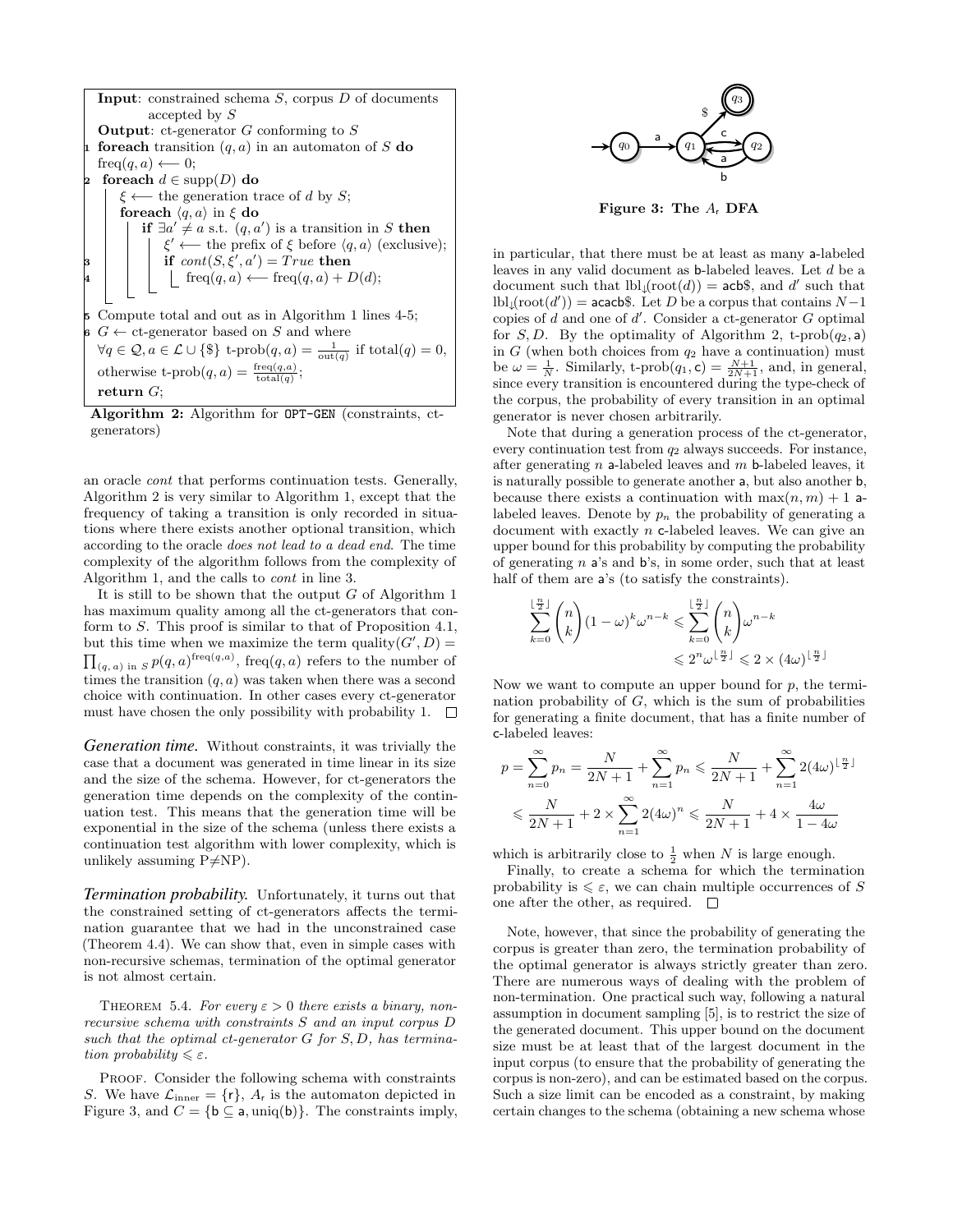```
Input: constrained schema S, corpus D of documents
       accepted by S
Output: ct-generator G conforming to S
1 foreach transition (q, a) in an automaton of S do
      freq(q, a) ⟵ 0;
2 foreach d ∈ supp(D) do
      ξ ⟵ the generation trace of d by S;
      foreach ⟨q, a⟩ in ξ do
          if ∃a' ≠ a s.t. (q, a') is a transition in S then
              ξ' ⟵ the prefix of ξ before ⟨q, a⟩ (exclusive);
3             if cont(S, ξ', a') = True then
4                 freq(q, a) ⟵ freq(q, a) + D(d);
5 Compute total and out as in Algorithm 1 lines 4-5;
6 G ← ct-generator based on S and where
  ∀q ∈ Q, a ∈ L ∪ {$} t-prob(q, a) = 1/out(q) if total(q) = 0,
  otherwise t-prob(q, a) = freq(q,a)/total(q);
  return G;
```

**Algorithm 2:** Algorithm for OPT-GEN (constraints, ct-generators)

an oracle *cont* that performs continuation tests. Generally, Algorithm 2 is very similar to Algorithm 1, except that the frequency of taking a transition is only recorded in situations where there exists another optional transition, which according to the oracle *does not lead to a dead end.* The time complexity of the algorithm follows from the complexity of Algorithm 1, and the calls to *cont* in line 3.

It is still to be shown that the output $G$ of Algorithm 1 has maximum quality among all the ct-generators that conform to $S$. This proof is similar to that of Proposition 4.1, but this time when we maximize the term $\text{quality}(G', D) = \prod_{(q,a) \text{ in } S} p(q, a)^{\text{freq}(q,a)}$, $\text{freq}(q, a)$ refers to the number of times the transition $(q, a)$ was taken when there was a second choice with continuation. In other cases every ct-generator must have chosen the only possibility with probability 1. □

***Generation time.*** Without constraints, it was trivially the case that a document was generated in time linear in its size and the size of the schema. However, for ct-generators the generation time depends on the complexity of the continuation test. This means that the generation time will be exponential in the size of the schema (unless there exists a continuation test algorithm with lower complexity, which is unlikely assuming P≠NP).

***Termination probability.*** Unfortunately, it turns out that the constrained setting of ct-generators affects the termination guarantee that we had in the unconstrained case (Theorem 4.4). We can show that, even in simple cases with non-recursive schemas, termination of the optimal generator is not almost certain.

THEOREM 5.4. *For every $\varepsilon > 0$ there exists a binary, non-recursive schema with constraints $S$ and an input corpus $D$ such that the optimal ct-generator $G$ for $S, D$, has termination probability $\leqslant \varepsilon$.*

PROOF. Consider the following schema with constraints $S$. We have $\mathcal{L}_{\text{inner}} = \{\mathsf{r}\}$, $A_\mathsf{r}$ is the automaton depicted in Figure 3, and $C = \{\mathsf{b} \subseteq \mathsf{a}, \text{uniq}(\mathsf{b})\}$. The constraints imply, in particular, that there must be at least as many a-labeled leaves in any valid document as b-labeled leaves. Let $d$ be a document such that $\text{lbl}_\downarrow(\text{root}(d)) = \mathsf{acb\$}$, and $d'$ such that $\text{lbl}_\downarrow(\text{root}(d')) = \mathsf{acacb\$}$. Let $D$ be a corpus that contains $N-1$ copies of $d$ and one of $d'$. Consider a ct-generator $G$ optimal for $S, D$. By the optimality of Algorithm 2, $\text{t-prob}(q_2, \mathsf{a})$ in $G$ (when both choices from $q_2$ have a continuation) must be $\omega = \frac{1}{N}$. Similarly, $\text{t-prob}(q_1, \mathsf{c}) = \frac{N+1}{2N+1}$, and, in general, since every transition is encountered during the type-check of the corpus, the probability of every transition in an optimal generator is never chosen arbitrarily.

**Figure 3: The $A_\mathsf{r}$ DFA**

Note that during a generation process of the ct-generator, every continuation test from $q_2$ always succeeds. For instance, after generating $n$ a-labeled leaves and $m$ b-labeled leaves, it is naturally possible to generate another a, but also another b, because there exists a continuation with $\max(n, m) + 1$ a-labeled leaves. Denote by $p_n$ the probability of generating a document with exactly $n$ c-labeled leaves. We can give an upper bound for this probability by computing the probability of generating $n$ a's and b's, in some order, such that at least half of them are a's (to satisfy the constraints).

$$\sum_{k=0}^{\lfloor \frac{n}{2} \rfloor} \binom{n}{k} (1-\omega)^k \omega^{n-k} \leqslant \sum_{k=0}^{\lfloor \frac{n}{2} \rfloor} \binom{n}{k} \omega^{n-k}$$
$$\leqslant 2^n \omega^{\lfloor \frac{n}{2} \rfloor} \leqslant 2 \times (4\omega)^{\lfloor \frac{n}{2} \rfloor}$$

Now we want to compute an upper bound for $p$, the termination probability of $G$, which is the sum of probabilities for generating a finite document, that has a finite number of c-labeled leaves:

$$p = \sum_{n=0}^{\infty} p_n = \frac{N}{2N+1} + \sum_{n=1}^{\infty} p_n \leqslant \frac{N}{2N+1} + \sum_{n=1}^{\infty} 2(4\omega)^{\lfloor \frac{n}{2} \rfloor}$$
$$\leqslant \frac{N}{2N+1} + 2 \times \sum_{n=1}^{\infty} 2(4\omega)^n \leqslant \frac{N}{2N+1} + 4 \times \frac{4\omega}{1-4\omega}$$

which is arbitrarily close to $\frac{1}{2}$ when $N$ is large enough.

Finally, to create a schema for which the termination probability is $\leqslant \varepsilon$, we can chain multiple occurrences of $S$ one after the other, as required. □

Note, however, that since the probability of generating the corpus is greater than zero, the termination probability of the optimal generator is always strictly greater than zero. There are numerous ways of dealing with the problem of non-termination. One practical such way, following a natural assumption in document sampling [5], is to restrict the size of the generated document. This upper bound on the document size must be at least that of the largest document in the input corpus (to ensure that the probability of generating the corpus is non-zero), and can be estimated based on the corpus. Such a size limit can be encoded as a constraint, by making certain changes to the schema (obtaining a new schema whose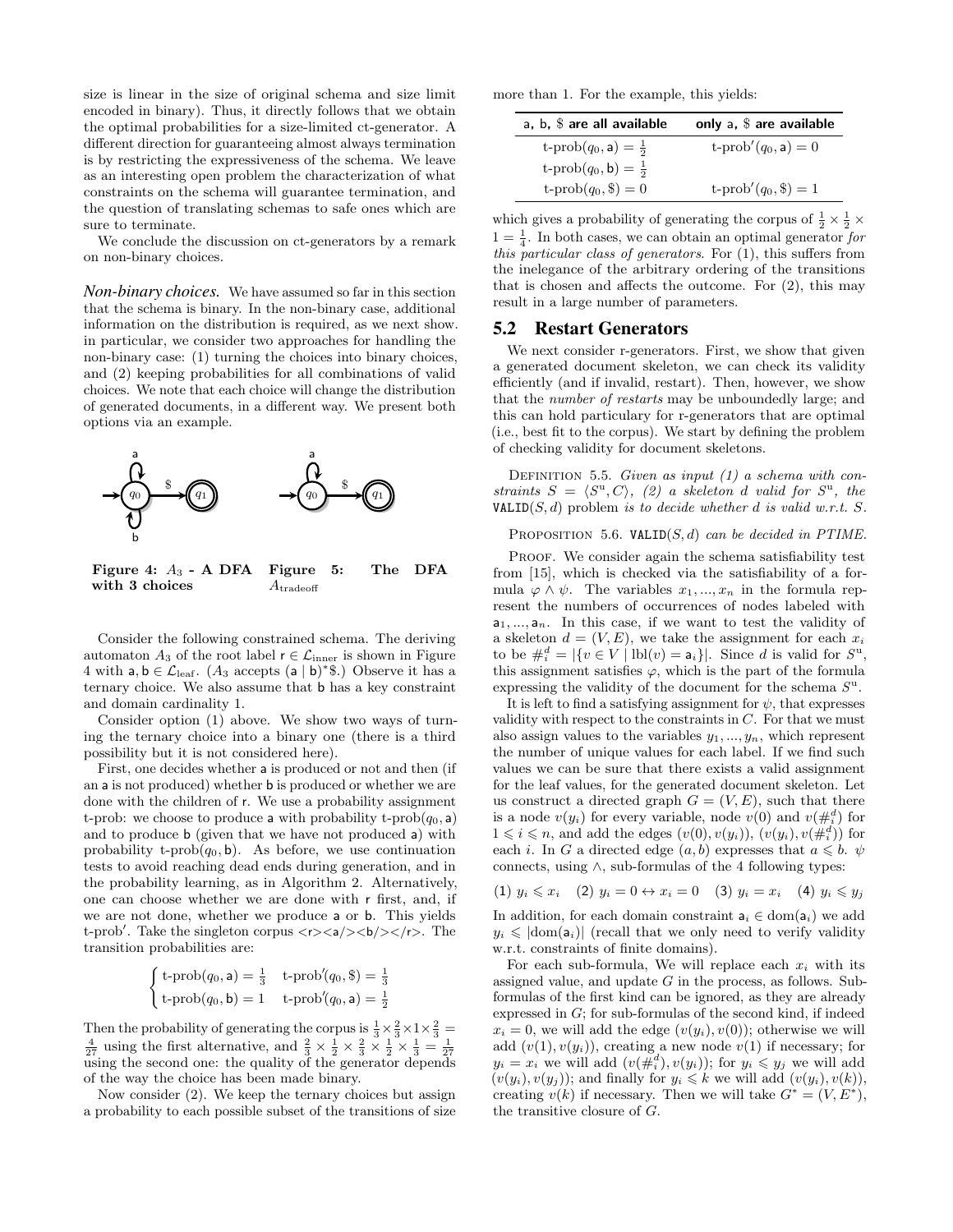size is linear in the size of original schema and size limit encoded in binary). Thus, it directly follows that we obtain the optimal probabilities for a size-limited ct-generator. A different direction for guaranteeing almost always termination is by restricting the expressiveness of the schema. We leave as an interesting open problem the characterization of what constraints on the schema will guarantee termination, and the question of translating schemas to safe ones which are sure to terminate.

We conclude the discussion on ct-generators by a remark on non-binary choices.

*Non-binary choices.* We have assumed so far in this section that the schema is binary. In the non-binary case, additional information on the distribution is required, as we next show. in particular, we consider two approaches for handling the non-binary case: (1) turning the choices into binary choices, and (2) keeping probabilities for all combinations of valid choices. We note that each choice will change the distribution of generated documents, in a different way. We present both options via an example.

**Figure 4: $A_3$ - A DFA with 3 choices**

**Figure 5: The DFA $A_{\text{tradeoff}}$**

Consider the following constrained schema. The deriving automaton $A_3$ of the root label $\mathsf{r} \in \mathcal{L}_{\text{inner}}$ is shown in Figure 4 with $\mathsf{a}, \mathsf{b} \in \mathcal{L}_{\text{leaf}}$. ($A_3$ accepts $(\mathsf{a} \mid \mathsf{b})^*\$$.) Observe it has a ternary choice. We also assume that b has a key constraint and domain cardinality 1.

Consider option (1) above. We show two ways of turning the ternary choice into a binary one (there is a third possibility but it is not considered here).

First, one decides whether a is produced or not and then (if an a is not produced) whether b is produced or whether we are done with the children of r. We use a probability assignment t-prob: we choose to produce a with probability $\text{t-prob}(q_0, \mathsf{a})$ and to produce b (given that we have not produced a) with probability $\text{t-prob}(q_0, \mathsf{b})$. As before, we use continuation tests to avoid reaching dead ends during generation, and in the probability learning, as in Algorithm 2. Alternatively, one can choose whether we are done with r first, and, if we are not done, whether we produce a or b. This yields t-prob′. Take the singleton corpus <r><a/><b/></r>. The transition probabilities are:

$$\begin{cases} \text{t-prob}(q_0, \mathsf{a}) = \frac{1}{3} & \text{t-prob}'(q_0, \$) = \frac{1}{3} \\ \text{t-prob}(q_0, \mathsf{b}) = 1 & \text{t-prob}'(q_0, \mathsf{a}) = \frac{1}{2} \end{cases}$$

Then the probability of generating the corpus is $\frac{1}{3} \times \frac{2}{3} \times 1 \times \frac{2}{3} = \frac{4}{27}$ using the first alternative, and $\frac{2}{3} \times \frac{1}{2} \times \frac{2}{3} \times \frac{1}{2} \times \frac{1}{3} = \frac{1}{27}$ using the second one: the quality of the generator depends of the way the choice has been made binary.

Now consider (2). We keep the ternary choices but assign a probability to each possible subset of the transitions of size more than 1. For the example, this yields:

| a, b, \$ are all available | only a, \$ are available |
|---|---|
| $\text{t-prob}(q_0, \mathsf{a}) = \frac{1}{2}$ | $\text{t-prob}'(q_0, \mathsf{a}) = 0$ |
| $\text{t-prob}(q_0, \mathsf{b}) = \frac{1}{2}$ | |
| $\text{t-prob}(q_0, \$) = 0$ | $\text{t-prob}'(q_0, \$) = 1$ |

which gives a probability of generating the corpus of $\frac{1}{2} \times \frac{1}{2} \times 1 = \frac{1}{4}$. In both cases, we can obtain an optimal generator *for this particular class of generators*. For (1), this suffers from the inelegance of the arbitrary ordering of the transitions that is chosen and affects the outcome. For (2), this may result in a large number of parameters.

## 5.2 Restart Generators

We next consider r-generators. First, we show that given a generated document skeleton, we can check its validity efficiently (and if invalid, restart). Then, however, we show that the *number of restarts* may be unboundedly large; and this can hold particulary for r-generators that are optimal (i.e., best fit to the corpus). We start by defining the problem of checking validity for document skeletons.

Definition 5.5. *Given as input (1) a schema with constraints $S = \langle S^{\text{u}}, C \rangle$, (2) a skeleton $d$ valid for $S^{\text{u}}$, the* VALID$(S, d)$ *problem is to decide whether $d$ is valid w.r.t. $S$.*

Proposition 5.6. VALID$(S, d)$ *can be decided in PTIME.*

Proof. We consider again the schema satisfiability test from [15], which is checked via the satisfiability of a formula $\varphi \wedge \psi$. The variables $x_1, ..., x_n$ in the formula represent the numbers of occurrences of nodes labeled with $\mathsf{a}_1, ..., \mathsf{a}_n$. In this case, if we want to test the validity of a skeleton $d = (V, E)$, we take the assignment for each $x_i$ to be $\#^d_i = |\{v \in V \mid \text{lbl}(v) = \mathsf{a}_i\}|$. Since $d$ is valid for $S^{\text{u}}$, this assignment satisfies $\varphi$, which is the part of the formula expressing the validity of the document for the schema $S^{\text{u}}$.

It is left to find a satisfying assignment for $\psi$, that expresses validity with respect to the constraints in $C$. For that we must also assign values to the variables $y_1, ..., y_n$, which represent the number of unique values for each label. If we find such values we can be sure that there exists a valid assignment for the leaf values, for the generated document skeleton. Let us construct a directed graph $G = (V, E)$, such that there is a node $v(y_i)$ for every variable, node $v(0)$ and $v(\#^d_i)$ for $1 \leqslant i \leqslant n$, and add the edges $(v(0), v(y_i))$, $(v(y_i), v(\#^d_i))$ for each $i$. In $G$ a directed edge $(a, b)$ expresses that $a \leqslant b$. $\psi$ connects, using $\wedge$, sub-formulas of the 4 following types:

(1) $y_i \leqslant x_i$ (2) $y_i = 0 \leftrightarrow x_i = 0$ (3) $y_i = x_i$ (4) $y_i \leqslant y_j$

In addition, for each domain constraint $\mathsf{a}_i \in \text{dom}(\mathsf{a}_i)$ we add $y_i \leqslant |\text{dom}(\mathsf{a}_i)|$ (recall that we only need to verify validity w.r.t. constraints of finite domains).

For each sub-formula, We will replace each $x_i$ with its assigned value, and update $G$ in the process, as follows. Sub-formulas of the first kind can be ignored, as they are already expressed in $G$; for sub-formulas of the second kind, if indeed $x_i = 0$, we will add the edge $(v(y_i), v(0))$; otherwise we will add $(v(1), v(y_i))$, creating a new node $v(1)$ if necessary; for $y_i = x_i$ we will add $(v(\#^d_i), v(y_i))$; for $y_i \leqslant y_j$ we will add $(v(y_i), v(y_j))$; and finally for $y_i \leqslant k$ we will add $(v(y_i), v(k))$, creating $v(k)$ if necessary. Then we will take $G^* = (V, E^*)$, the transitive closure of $G$.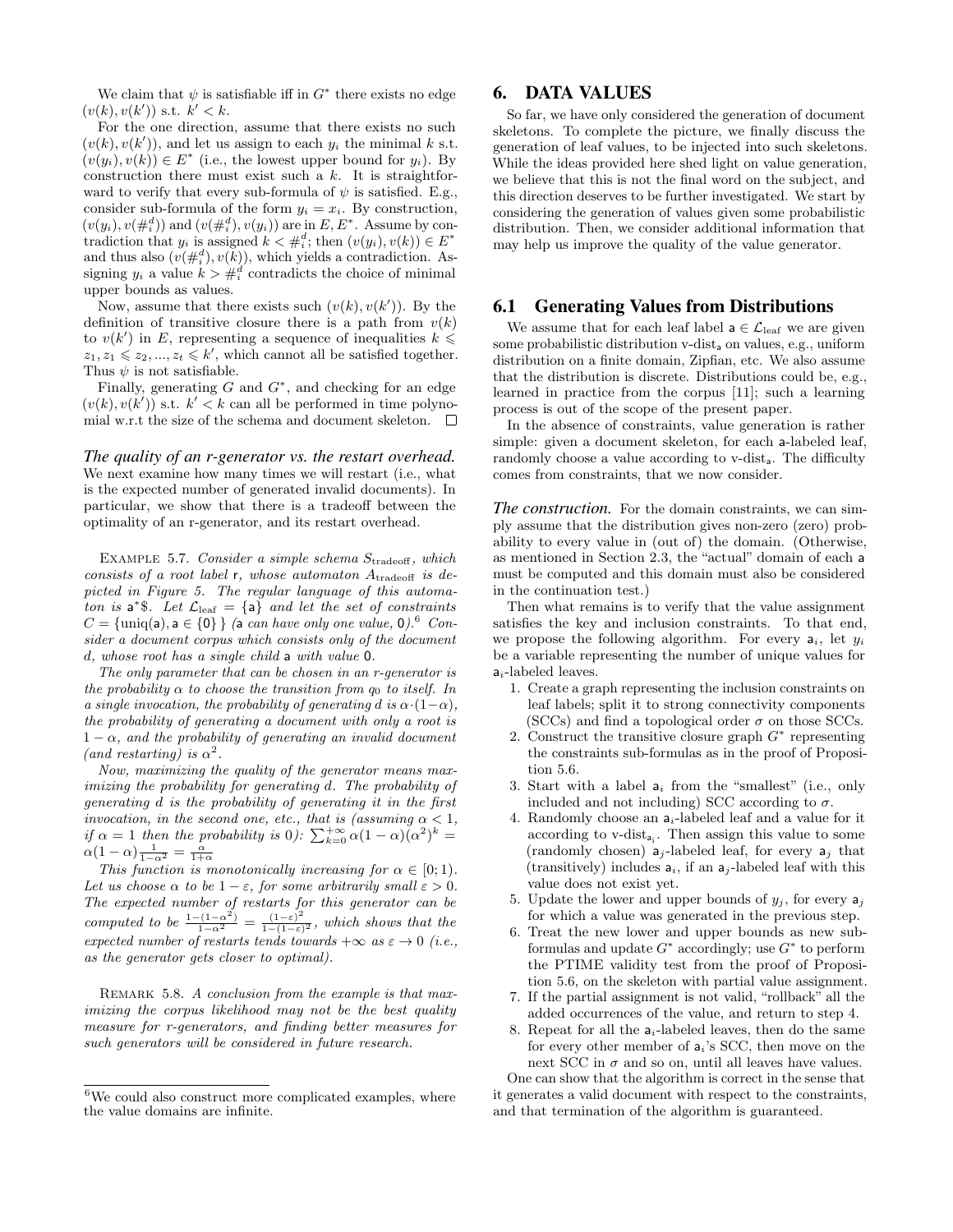We claim that $\psi$ is satisfiable iff in $G^*$ there exists no edge $(v(k), v(k'))$ s.t. $k' < k$.

For the one direction, assume that there exists no such $(v(k), v(k'))$, and let us assign to each $y_i$ the minimal $k$ s.t. $(v(y_i), v(k)) \in E^*$ (i.e., the lowest upper bound for $y_i$). By construction there must exist such a $k$. It is straightforward to verify that every sub-formula of $\psi$ is satisfied. E.g., consider sub-formula of the form $y_i = x_i$. By construction, $(v(y_i), v(\#_i^d))$ and $(v(\#_i^d), v(y_i))$ are in $E, E^*$. Assume by contradiction that $y_i$ is assigned $k < \#_i^d$; then $(v(y_i), v(k)) \in E^*$ and thus also $(v(\#_i^d), v(k))$, which yields a contradiction. Assigning $y_i$ a value $k > \#_i^d$ contradicts the choice of minimal upper bounds as values.

Now, assume that there exists such $(v(k), v(k'))$. By the definition of transitive closure there is a path from $v(k)$ to $v(k')$ in $E$, representing a sequence of inequalities $k \leqslant z_1, z_1 \leqslant z_2, ..., z_t \leqslant k'$, which cannot all be satisfied together. Thus $\psi$ is not satisfiable.

Finally, generating $G$ and $G^*$, and checking for an edge $(v(k), v(k'))$ s.t. $k' < k$ can all be performed in time polynomial w.r.t the size of the schema and document skeleton. □

***The quality of an r-generator vs. the restart overhead.*** We next examine how many times we will restart (i.e., what is the expected number of generated invalid documents). In particular, we show that there is a tradeoff between the optimality of an r-generator, and its restart overhead.

Example 5.7. *Consider a simple schema $S_{\text{tradeoff}}$, which consists of a root label* r*, whose automaton $A_{\text{tradeoff}}$ is depicted in Figure 5. The regular language of this automaton is* a\*\$*. Let $\mathcal{L}_{\text{leaf}} = \{\mathsf{a}\}$ and let the set of constraints $C = \{\text{uniq}(\mathsf{a}), \mathsf{a} \in \{0\}\}$ (*a *can have only one value,* 0*).*[6] *Consider a document corpus which consists only of the document $d$, whose root has a single child* a *with value* 0*.*

*The only parameter that can be chosen in an r-generator is the probability $\alpha$ to choose the transition from $q_0$ to itself. In a single invocation, the probability of generating $d$ is $\alpha \cdot (1-\alpha)$, the probability of generating a document with only a root is $1-\alpha$, and the probability of generating an invalid document (and restarting) is $\alpha^2$.*

*Now, maximizing the quality of the generator means maximizing the probability for generating $d$. The probability of generating $d$ is the probability of generating it in the first invocation, in the second one, etc., that is (assuming $\alpha < 1$, if $\alpha = 1$ then the probability is 0): $\sum_{k=0}^{+\infty} \alpha(1-\alpha)(\alpha^2)^k = \alpha(1-\alpha)\frac{1}{1-\alpha^2} = \frac{\alpha}{1+\alpha}$*

*This function is monotonically increasing for $\alpha \in [0;1)$. Let us choose $\alpha$ to be $1-\varepsilon$, for some arbitrarily small $\varepsilon > 0$. The expected number of restarts for this generator can be computed to be $\frac{1-(1-\alpha^2)}{1-\alpha^2} = \frac{(1-\varepsilon)^2}{1-(1-\varepsilon)^2}$, which shows that the expected number of restarts tends towards $+\infty$ as $\varepsilon \to 0$ (i.e., as the generator gets closer to optimal).*

Remark 5.8. *A conclusion from the example is that maximizing the corpus likelihood may not be the best quality measure for r-generators, and finding better measures for such generators will be considered in future research.*

[6] We could also construct more complicated examples, where the value domains are infinite.

# 6. DATA VALUES

So far, we have only considered the generation of document skeletons. To complete the picture, we finally discuss the generation of leaf values, to be injected into such skeletons. While the ideas provided here shed light on value generation, we believe that this is not the final word on the subject, and this direction deserves to be further investigated. We start by considering the generation of values given some probabilistic distribution. Then, we consider additional information that may help us improve the quality of the value generator.

## 6.1 Generating Values from Distributions

We assume that for each leaf label $\mathsf{a} \in \mathcal{L}_{\text{leaf}}$ we are given some probabilistic distribution v-dist$_\mathsf{a}$ on values, e.g., uniform distribution on a finite domain, Zipfian, etc. We also assume that the distribution is discrete. Distributions could be, e.g., learned in practice from the corpus [11]; such a learning process is out of the scope of the present paper.

In the absence of constraints, value generation is rather simple: given a document skeleton, for each a-labeled leaf, randomly choose a value according to v-dist$_\mathsf{a}$. The difficulty comes from constraints, that we now consider.

***The construction.*** For the domain constraints, we can simply assume that the distribution gives non-zero (zero) probability to every value in (out of) the domain. (Otherwise, as mentioned in Section 2.3, the "actual" domain of each a must be computed and this domain must also be considered in the continuation test.)

Then what remains is to verify that the value assignment satisfies the key and inclusion constraints. To that end, we propose the following algorithm. For every $\mathsf{a}_i$, let $y_i$ be a variable representing the number of unique values for $\mathsf{a}_i$-labeled leaves.

1. Create a graph representing the inclusion constraints on leaf labels; split it to strong connectivity components (SCCs) and find a topological order $\sigma$ on those SCCs.
2. Construct the transitive closure graph $G^*$ representing the constraints sub-formulas as in the proof of Proposition 5.6.
3. Start with a label $\mathsf{a}_i$ from the "smallest" (i.e., only included and not including) SCC according to $\sigma$.
4. Randomly choose an $\mathsf{a}_i$-labeled leaf and a value for it according to v-dist$_{\mathsf{a}_i}$. Then assign this value to some (randomly chosen) $\mathsf{a}_j$-labeled leaf, for every $\mathsf{a}_j$ that (transitively) includes $\mathsf{a}_i$, if an $\mathsf{a}_j$-labeled leaf with this value does not exist yet.
5. Update the lower and upper bounds of $y_j$, for every $\mathsf{a}_j$ for which a value was generated in the previous step.
6. Treat the new lower and upper bounds as new subformulas and update $G^*$ accordingly; use $G^*$ to perform the PTIME validity test from the proof of Proposition 5.6, on the skeleton with partial value assignment.
7. If the partial assignment is not valid, "rollback" all the added occurrences of the value, and return to step 4.
8. Repeat for all the $\mathsf{a}_i$-labeled leaves, then do the same for every other member of $\mathsf{a}_i$'s SCC, then move on the next SCC in $\sigma$ and so on, until all leaves have values.

One can show that the algorithm is correct in the sense that it generates a valid document with respect to the constraints, and that termination of the algorithm is guaranteed.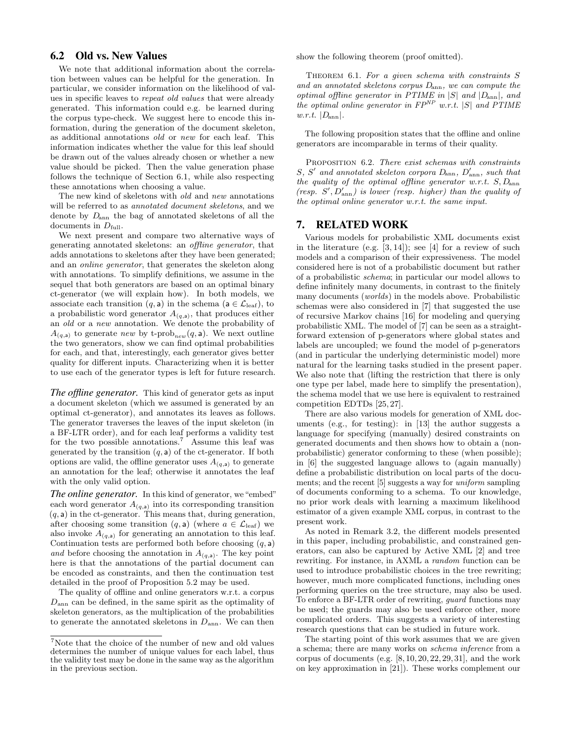## 6.2 Old vs. New Values

We note that additional information about the correlation between values can be helpful for the generation. In particular, we consider information on the likelihood of values in specific leaves to *repeat old values* that were already generated. This information could e.g. be learned during the corpus type-check. We suggest here to encode this information, during the generation of the document skeleton, as additional annotations *old* or *new* for each leaf. This information indicates whether the value for this leaf should be drawn out of the values already chosen or whether a new value should be picked. Then the value generation phase follows the technique of Section 6.1, while also respecting these annotations when choosing a value.

The new kind of skeletons with *old* and *new* annotations will be referred to as *annotated document skeletons*, and we denote by $D_{\text{ann}}$ the bag of annotated skeletons of all the documents in $D_{\text{full}}$.

We next present and compare two alternative ways of generating annotated skeletons: an *offline generator*, that adds annotations to skeletons after they have been generated; and an *online generator*, that generates the skeleton along with annotations. To simplify definitions, we assume in the sequel that both generators are based on an optimal binary ct-generator (we will explain how). In both models, we associate each transition $(q, \mathsf{a})$ in the schema ($\mathsf{a} \in \mathcal{L}_{\text{leaf}}$), to a probabilistic word generator $A_{(q,\mathsf{a})}$, that produces either an *old* or a *new* annotation. We denote the probability of $A_{(q,\mathsf{a})}$ to generate *new* by $\text{t-prob}_{new}(q, \mathsf{a})$. We next outline the two generators, show we can find optimal probabilities for each, and that, interestingly, each generator gives better quality for different inputs. Characterizing when it is better to use each of the generator types is left for future research.

***The offline generator.*** This kind of generator gets as input a document skeleton (which we assumed is generated by an optimal ct-generator), and annotates its leaves as follows. The generator traverses the leaves of the input skeleton (in a BF-LTR order), and for each leaf performs a validity test for the two possible annotations.[7] Assume this leaf was generated by the transition $(q, \mathsf{a})$ of the ct-generator. If both options are valid, the offline generator uses $A_{(q,\mathsf{a})}$ to generate an annotation for the leaf; otherwise it annotates the leaf with the only valid option.

***The online generator.*** In this kind of generator, we "embed" each word generator $A_{(q,\mathsf{a})}$ into its corresponding transition $(q, \mathsf{a})$ in the ct-generator. This means that, during generation, after choosing some transition $(q, \mathsf{a})$ (where $a \in \mathcal{L}_{\text{leaf}}$) we also invoke $A_{(q,\mathsf{a})}$ for generating an annotation to this leaf. Continuation tests are performed both before choosing $(q, \mathsf{a})$ *and* before choosing the annotation in $A_{(q,\mathsf{a})}$. The key point here is that the annotations of the partial document can be encoded as constraints, and then the continuation test detailed in the proof of Proposition 5.2 may be used.

The quality of offline and online generators w.r.t. a corpus $D_{\text{ann}}$ can be defined, in the same spirit as the optimality of skeleton generators, as the multiplication of the probabilities to generate the annotated skeletons in $D_{\text{ann}}$. We can then show the following theorem (proof omitted).

THEOREM 6.1. *For a given schema with constraints $S$ and an annotated skeletons corpus $D_{\text{ann}}$, we can compute the optimal offline generator in PTIME in $|S|$ and $|D_{\text{ann}}|$, and the optimal online generator in $FP^{NP}$ w.r.t. $|S|$ and PTIME w.r.t. $|D_{\text{ann}}|$.*

The following proposition states that the offline and online generators are incomparable in terms of their quality.

PROPOSITION 6.2. *There exist schemas with constraints $S$, $S'$ and annotated skeleton corpora $D_{\text{ann}}$, $D'_{\text{ann}}$, such that the quality of the optimal offline generator w.r.t. $S, D_{\text{ann}}$ (resp. $S', D'_{\text{ann}}$) is lower (resp. higher) than the quality of the optimal online generator w.r.t. the same input.*

# 7. RELATED WORK

Various models for probabilistic XML documents exist in the literature (e.g. [3, 14]); see [4] for a review of such models and a comparison of their expressiveness. The model considered here is not of a probabilistic document but rather of a probabilistic *schema*; in particular our model allows to define infinitely many documents, in contrast to the finitely many documents (*worlds*) in the models above. Probabilistic schemas were also considered in [7] that suggested the use of recursive Markov chains [16] for modeling and querying probabilistic XML. The model of [7] can be seen as a straightforward extension of p-generators where global states and labels are uncoupled; we found the model of p-generators (and in particular the underlying deterministic model) more natural for the learning tasks studied in the present paper. We also note that (lifting the restriction that there is only one type per label, made here to simplify the presentation), the schema model that we use here is equivalent to restrained competition EDTDs [25, 27].

There are also various models for generation of XML documents (e.g., for testing): in [13] the author suggests a language for specifying (manually) desired constraints on generated documents and then shows how to obtain a (non-probabilistic) generator conforming to these (when possible); in [6] the suggested language allows to (again manually) define a probabilistic distribution on local parts of the documents; and the recent [5] suggests a way for *uniform* sampling of documents conforming to a schema. To our knowledge, no prior work deals with learning a maximum likelihood estimator of a given example XML corpus, in contrast to the present work.

As noted in Remark 3.2, the different models presented in this paper, including probabilistic, and constrained generators, can also be captured by Active XML [2] and tree rewriting. For instance, in AXML a *random* function can be used to introduce probabilistic choices in the tree rewriting; however, much more complicated functions, including ones performing queries on the tree structure, may also be used. To enforce a BF-LTR order of rewriting, *guard* functions may be used; the guards may also be used enforce other, more complicated orders. This suggests a variety of interesting research questions that can be studied in future work.

The starting point of this work assumes that we are given a schema; there are many works on *schema inference* from a corpus of documents (e.g. [8, 10, 20, 22, 29, 31], and the work on key approximation in [21]). These works complement our

[7] Note that the choice of the number of new and old values determines the number of unique values for each label, thus the validity test may be done in the same way as the algorithm in the previous section.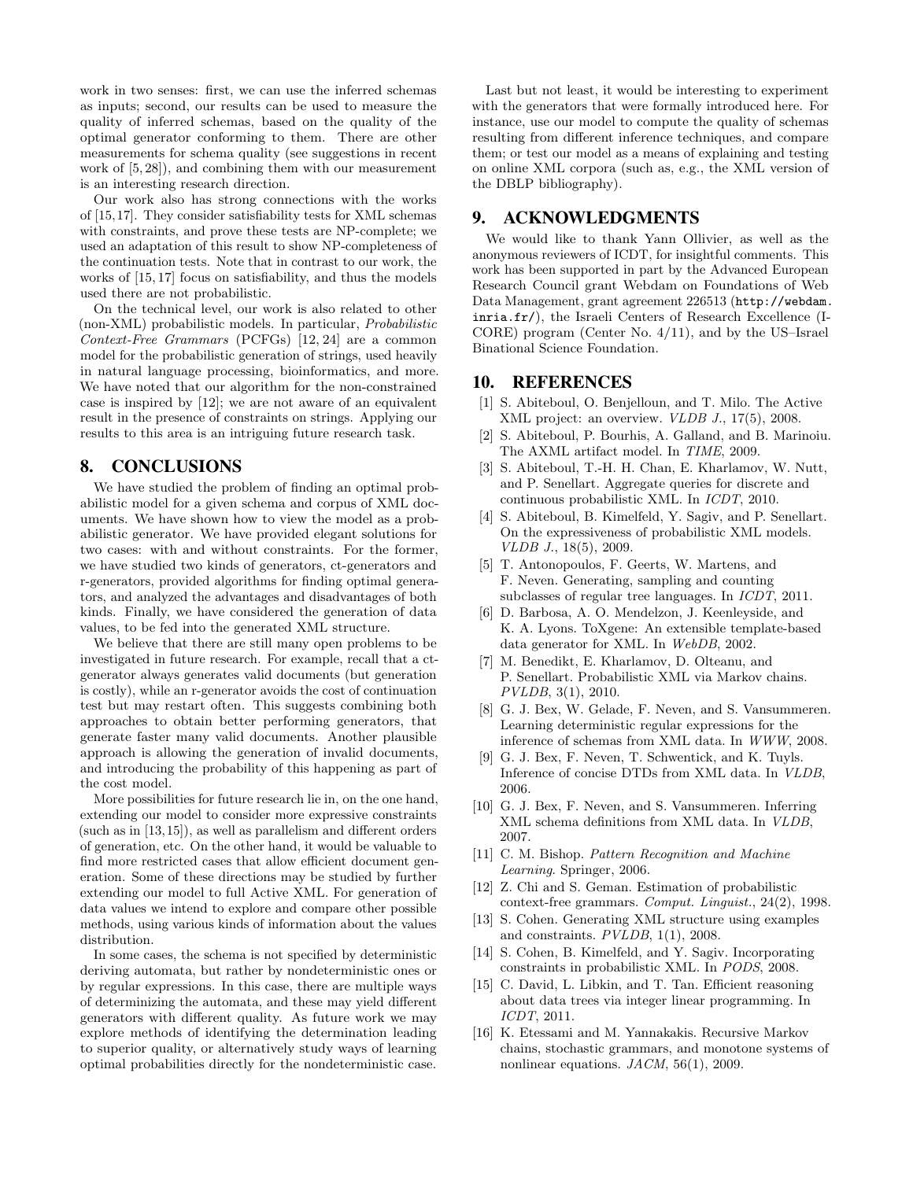work in two senses: first, we can use the inferred schemas as inputs; second, our results can be used to measure the quality of inferred schemas, based on the quality of the optimal generator conforming to them. There are other measurements for schema quality (see suggestions in recent work of [5, 28]), and combining them with our measurement is an interesting research direction.

Our work also has strong connections with the works of [15,17]. They consider satisfiability tests for XML schemas with constraints, and prove these tests are NP-complete; we used an adaptation of this result to show NP-completeness of the continuation tests. Note that in contrast to our work, the works of [15, 17] focus on satisfiability, and thus the models used there are not probabilistic.

On the technical level, our work is also related to other (non-XML) probabilistic models. In particular, *Probabilistic Context-Free Grammars* (PCFGs) [12, 24] are a common model for the probabilistic generation of strings, used heavily in natural language processing, bioinformatics, and more. We have noted that our algorithm for the non-constrained case is inspired by [12]; we are not aware of an equivalent result in the presence of constraints on strings. Applying our results to this area is an intriguing future research task.

## 8. CONCLUSIONS

We have studied the problem of finding an optimal probabilistic model for a given schema and corpus of XML documents. We have shown how to view the model as a probabilistic generator. We have provided elegant solutions for two cases: with and without constraints. For the former, we have studied two kinds of generators, ct-generators and r-generators, provided algorithms for finding optimal generators, and analyzed the advantages and disadvantages of both kinds. Finally, we have considered the generation of data values, to be fed into the generated XML structure.

We believe that there are still many open problems to be investigated in future research. For example, recall that a ct-generator always generates valid documents (but generation is costly), while an r-generator avoids the cost of continuation test but may restart often. This suggests combining both approaches to obtain better performing generators, that generate faster many valid documents. Another plausible approach is allowing the generation of invalid documents, and introducing the probability of this happening as part of the cost model.

More possibilities for future research lie in, on the one hand, extending our model to consider more expressive constraints (such as in [13,15]), as well as parallelism and different orders of generation, etc. On the other hand, it would be valuable to find more restricted cases that allow efficient document generation. Some of these directions may be studied by further extending our model to full Active XML. For generation of data values we intend to explore and compare other possible methods, using various kinds of information about the values distribution.

In some cases, the schema is not specified by deterministic deriving automata, but rather by nondeterministic ones or by regular expressions. In this case, there are multiple ways of determinizing the automata, and these may yield different generators with different quality. As future work we may explore methods of identifying the determination leading to superior quality, or alternatively study ways of learning optimal probabilities directly for the nondeterministic case.

Last but not least, it would be interesting to experiment with the generators that were formally introduced here. For instance, use our model to compute the quality of schemas resulting from different inference techniques, and compare them; or test our model as a means of explaining and testing on online XML corpora (such as, e.g., the XML version of the DBLP bibliography).

## 9. ACKNOWLEDGMENTS

We would like to thank Yann Ollivier, as well as the anonymous reviewers of ICDT, for insightful comments. This work has been supported in part by the Advanced European Research Council grant Webdam on Foundations of Web Data Management, grant agreement 226513 (`http://webdam.inria.fr/`), the Israeli Centers of Research Excellence (I-CORE) program (Center No. 4/11), and by the US–Israel Binational Science Foundation.

## 10. REFERENCES

[1] S. Abiteboul, O. Benjelloun, and T. Milo. The Active XML project: an overview. *VLDB J.*, 17(5), 2008.

[2] S. Abiteboul, P. Bourhis, A. Galland, and B. Marinoiu. The AXML artifact model. In *TIME*, 2009.

[3] S. Abiteboul, T.-H. H. Chan, E. Kharlamov, W. Nutt, and P. Senellart. Aggregate queries for discrete and continuous probabilistic XML. In *ICDT*, 2010.

[4] S. Abiteboul, B. Kimelfeld, Y. Sagiv, and P. Senellart. On the expressiveness of probabilistic XML models. *VLDB J.*, 18(5), 2009.

[5] T. Antonopoulos, F. Geerts, W. Martens, and F. Neven. Generating, sampling and counting subclasses of regular tree languages. In *ICDT*, 2011.

[6] D. Barbosa, A. O. Mendelzon, J. Keenleyside, and K. A. Lyons. ToXgene: An extensible template-based data generator for XML. In *WebDB*, 2002.

[7] M. Benedikt, E. Kharlamov, D. Olteanu, and P. Senellart. Probabilistic XML via Markov chains. *PVLDB*, 3(1), 2010.

[8] G. J. Bex, W. Gelade, F. Neven, and S. Vansummeren. Learning deterministic regular expressions for the inference of schemas from XML data. In *WWW*, 2008.

[9] G. J. Bex, F. Neven, T. Schwentick, and K. Tuyls. Inference of concise DTDs from XML data. In *VLDB*, 2006.

[10] G. J. Bex, F. Neven, and S. Vansummeren. Inferring XML schema definitions from XML data. In *VLDB*, 2007.

[11] C. M. Bishop. *Pattern Recognition and Machine Learning*. Springer, 2006.

[12] Z. Chi and S. Geman. Estimation of probabilistic context-free grammars. *Comput. Linguist.*, 24(2), 1998.

[13] S. Cohen. Generating XML structure using examples and constraints. *PVLDB*, 1(1), 2008.

[14] S. Cohen, B. Kimelfeld, and Y. Sagiv. Incorporating constraints in probabilistic XML. In *PODS*, 2008.

[15] C. David, L. Libkin, and T. Tan. Efficient reasoning about data trees via integer linear programming. In *ICDT*, 2011.

[16] K. Etessami and M. Yannakakis. Recursive Markov chains, stochastic grammars, and monotone systems of nonlinear equations. *JACM*, 56(1), 2009.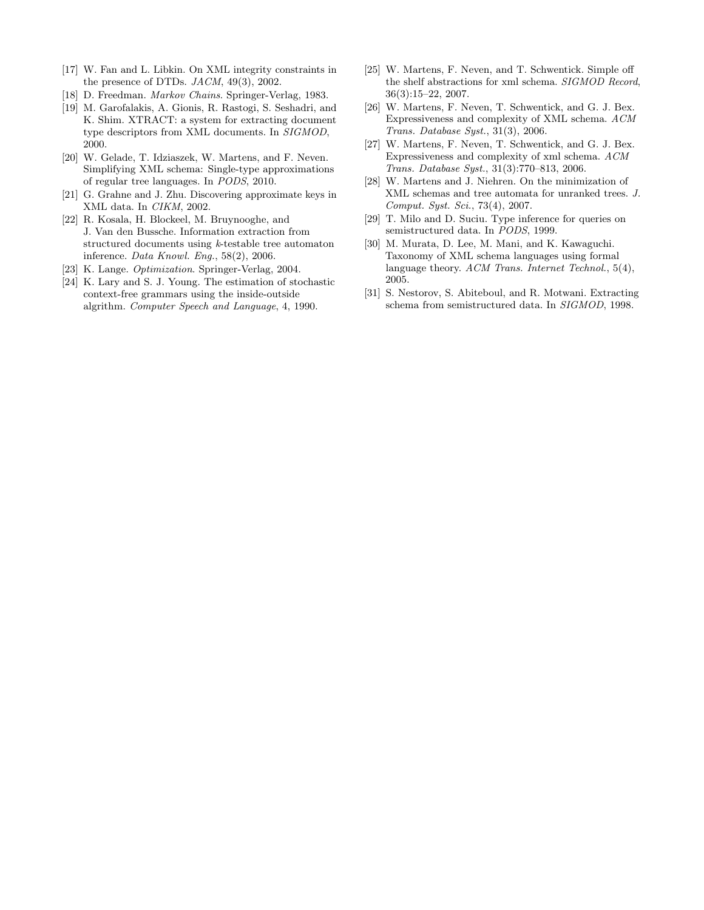[17] W. Fan and L. Libkin. On XML integrity constraints in the presence of DTDs. *JACM*, 49(3), 2002.

[18] D. Freedman. *Markov Chains*. Springer-Verlag, 1983.

[19] M. Garofalakis, A. Gionis, R. Rastogi, S. Seshadri, and K. Shim. XTRACT: a system for extracting document type descriptors from XML documents. In *SIGMOD*, 2000.

[20] W. Gelade, T. Idziaszek, W. Martens, and F. Neven. Simplifying XML schema: Single-type approximations of regular tree languages. In *PODS*, 2010.

[21] G. Grahne and J. Zhu. Discovering approximate keys in XML data. In *CIKM*, 2002.

[22] R. Kosala, H. Blockeel, M. Bruynooghe, and J. Van den Bussche. Information extraction from structured documents using $k$-testable tree automaton inference. *Data Knowl. Eng.*, 58(2), 2006.

[23] K. Lange. *Optimization*. Springer-Verlag, 2004.

[24] K. Lary and S. J. Young. The estimation of stochastic context-free grammars using the inside-outside algrithm. *Computer Speech and Language*, 4, 1990.

[25] W. Martens, F. Neven, and T. Schwentick. Simple off the shelf abstractions for xml schema. *SIGMOD Record*, 36(3):15–22, 2007.

[26] W. Martens, F. Neven, T. Schwentick, and G. J. Bex. Expressiveness and complexity of XML schema. *ACM Trans. Database Syst.*, 31(3), 2006.

[27] W. Martens, F. Neven, T. Schwentick, and G. J. Bex. Expressiveness and complexity of xml schema. *ACM Trans. Database Syst.*, 31(3):770–813, 2006.

[28] W. Martens and J. Niehren. On the minimization of XML schemas and tree automata for unranked trees. *J. Comput. Syst. Sci.*, 73(4), 2007.

[29] T. Milo and D. Suciu. Type inference for queries on semistructured data. In *PODS*, 1999.

[30] M. Murata, D. Lee, M. Mani, and K. Kawaguchi. Taxonomy of XML schema languages using formal language theory. *ACM Trans. Internet Technol.*, 5(4), 2005.

[31] S. Nestorov, S. Abiteboul, and R. Motwani. Extracting schema from semistructured data. In *SIGMOD*, 1998.